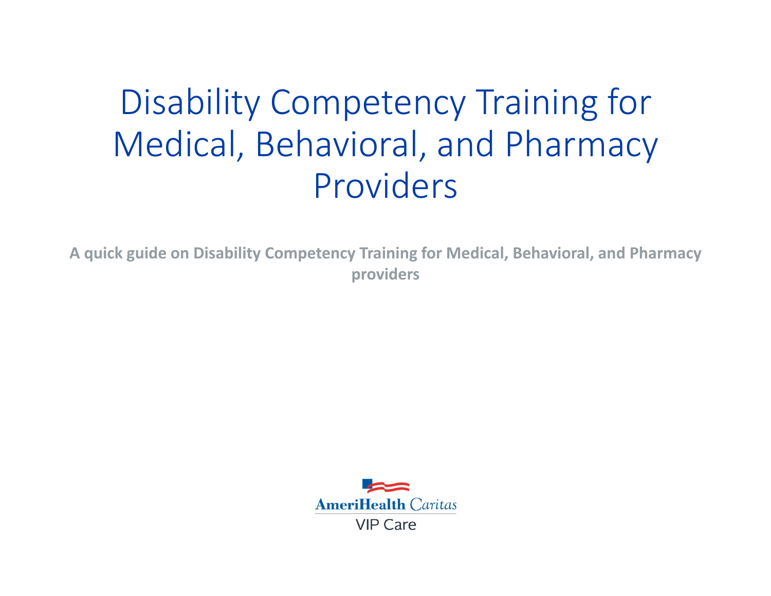# Disability Competency Training for Medical, Behavioral, and Pharmacy Providers

**A quick guide on Disability Competency Training for Medical, Behavioral, and Pharmacy providers**

AmeriHealth Caritas

VIP Care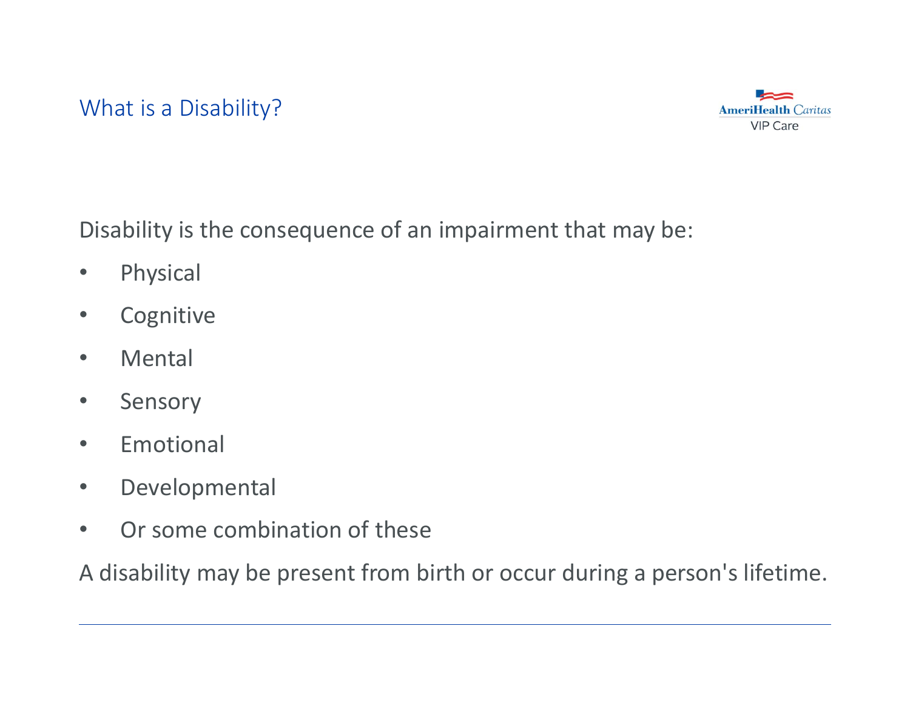# What is a Disability?

Disability is the consequence of an impairment that may be:

- Physical
- Cognitive
- Mental
- Sensory
- Emotional
- Developmental
- Or some combination of these

A disability may be present from birth or occur during a person's lifetime.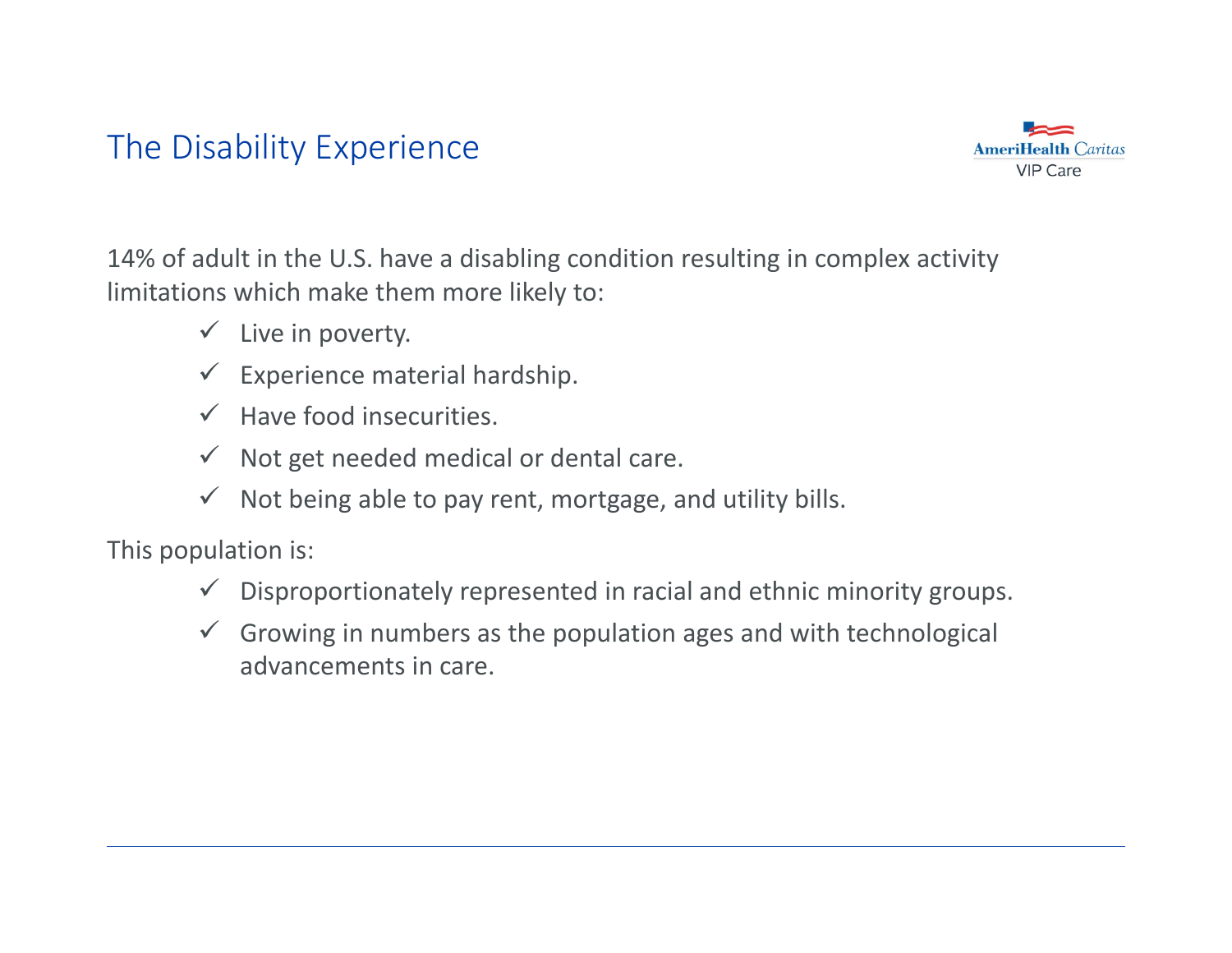# The Disability Experience

14% of adult in the U.S. have a disabling condition resulting in complex activity limitations which make them more likely to:

- ✓ Live in poverty.
- ✓ Experience material hardship.
- ✓ Have food insecurities.
- ✓ Not get needed medical or dental care.
- ✓ Not being able to pay rent, mortgage, and utility bills.

This population is:

- ✓ Disproportionately represented in racial and ethnic minority groups.
- ✓ Growing in numbers as the population ages and with technological advancements in care.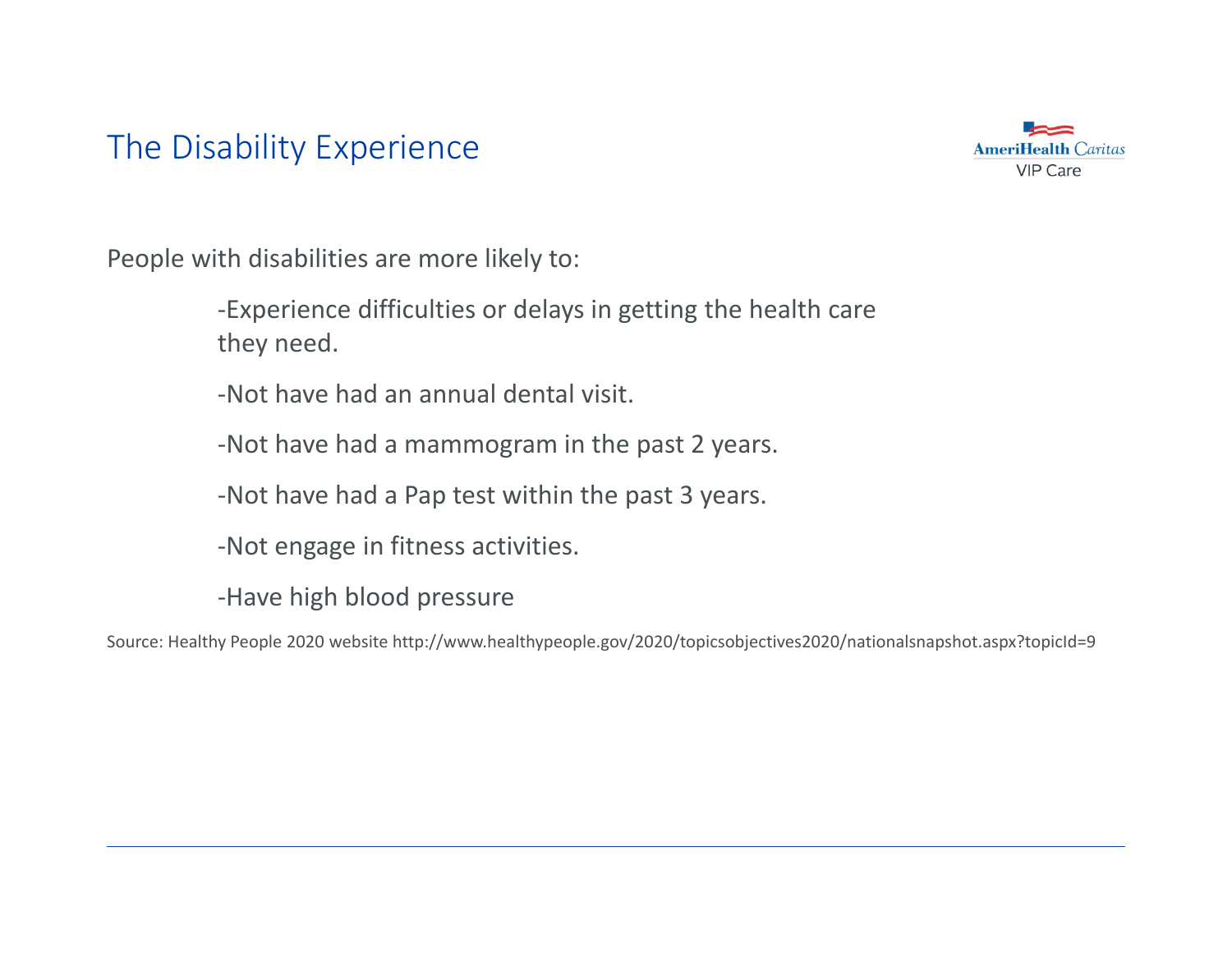# The Disability Experience

People with disabilities are more likely to:

- Experience difficulties or delays in getting the health care they need.
- Not have had an annual dental visit.
- Not have had a mammogram in the past 2 years.
- Not have had a Pap test within the past 3 years.
- Not engage in fitness activities.
- Have high blood pressure

Source: Healthy People 2020 website http://www.healthypeople.gov/2020/topicsobjectives2020/nationalsnapshot.aspx?topicId=9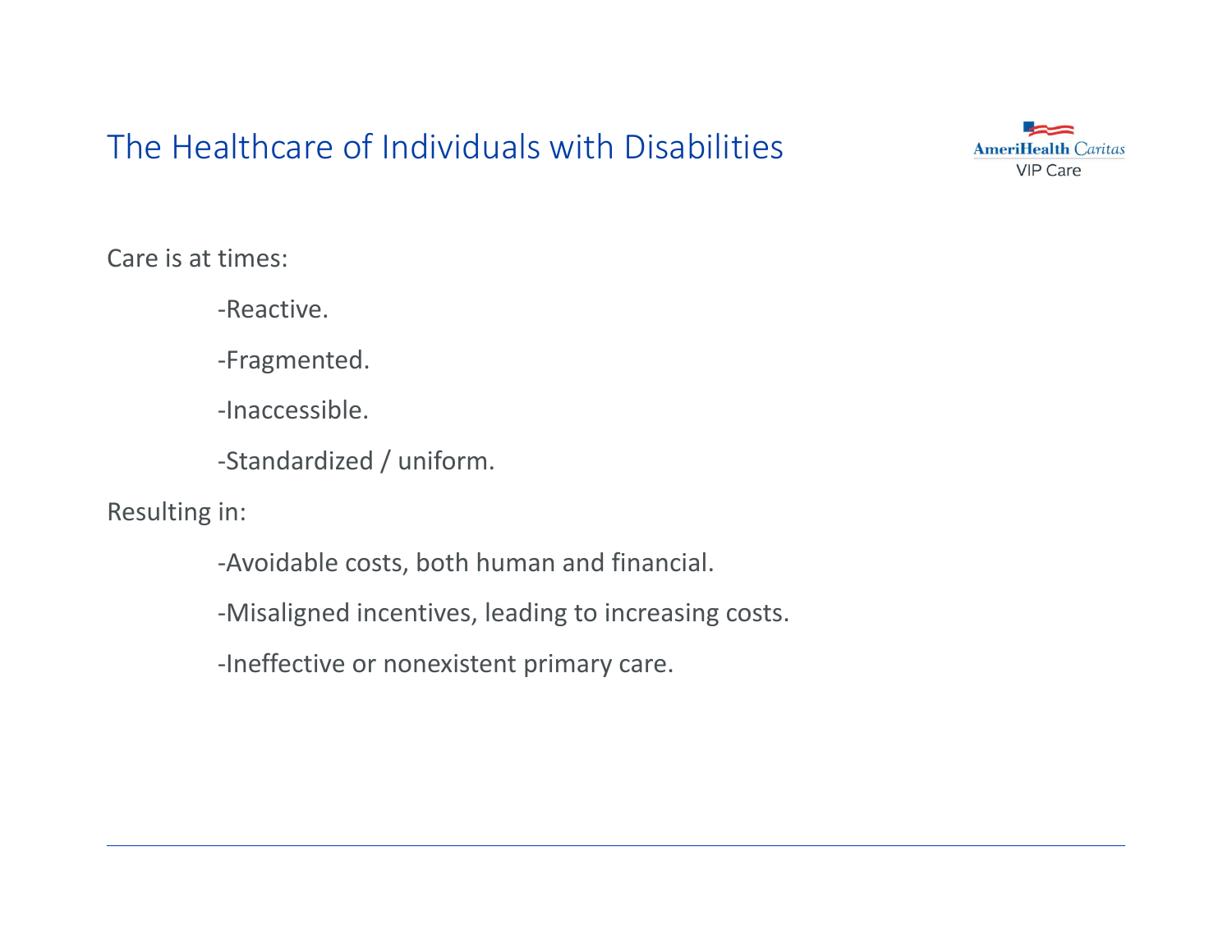# The Healthcare of Individuals with Disabilities

Care is at times:

- Reactive.
- Fragmented.
- Inaccessible.
- Standardized / uniform.

Resulting in:

- Avoidable costs, both human and financial.
- Misaligned incentives, leading to increasing costs.
- Ineffective or nonexistent primary care.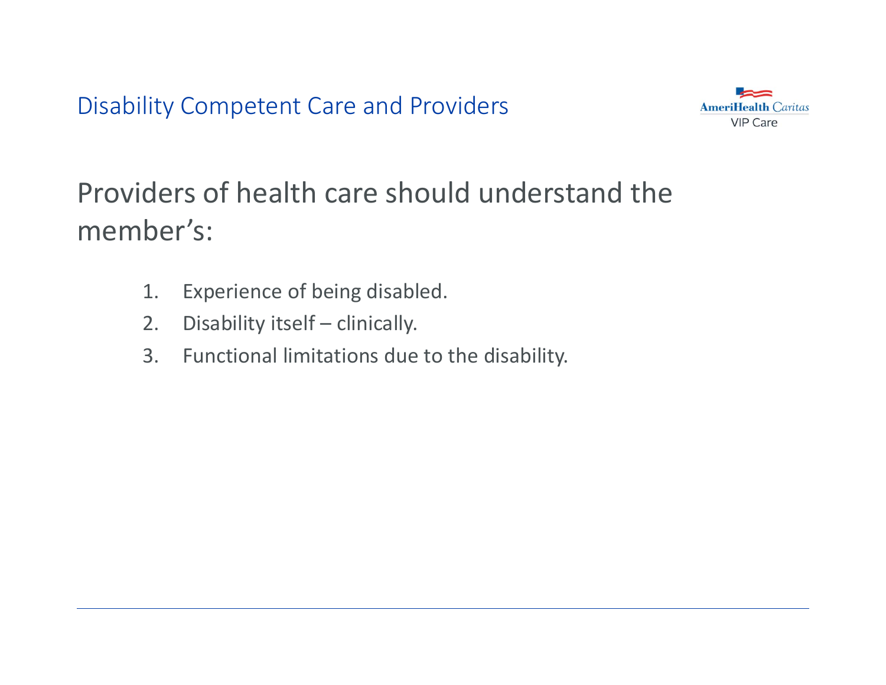# Disability Competent Care and Providers

Providers of health care should understand the member's:

1. Experience of being disabled.
2. Disability itself – clinically.
3. Functional limitations due to the disability.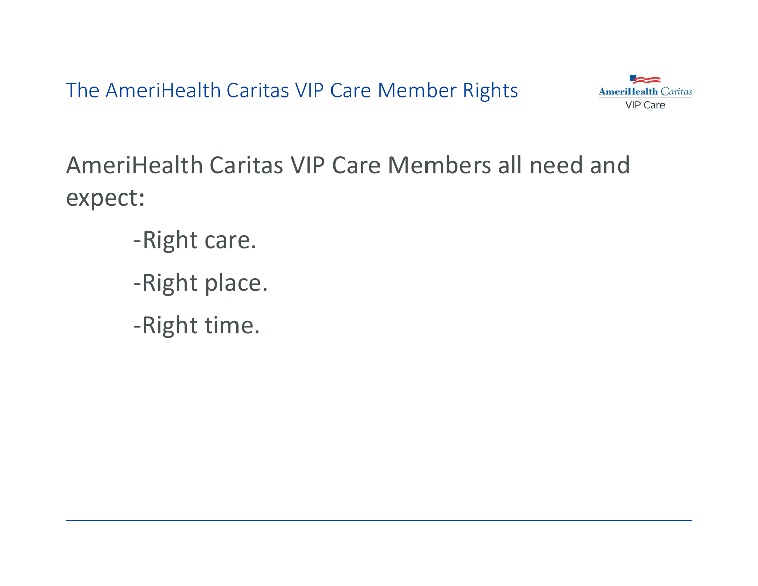# The AmeriHealth Caritas VIP Care Member Rights

AmeriHealth Caritas VIP Care Members all need and expect:

- Right care.
- Right place.
- Right time.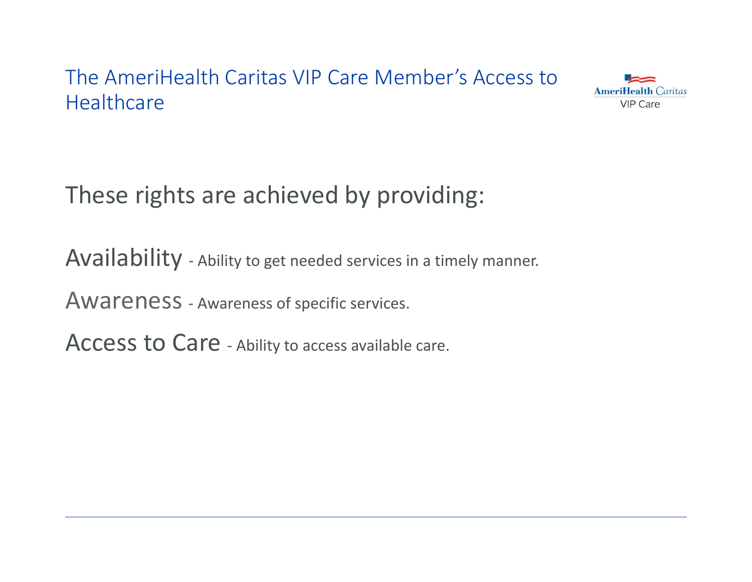# The AmeriHealth Caritas VIP Care Member's Access to Healthcare

These rights are achieved by providing:

**Availability** - Ability to get needed services in a timely manner.

**Awareness** - Awareness of specific services.

**Access to Care** - Ability to access available care.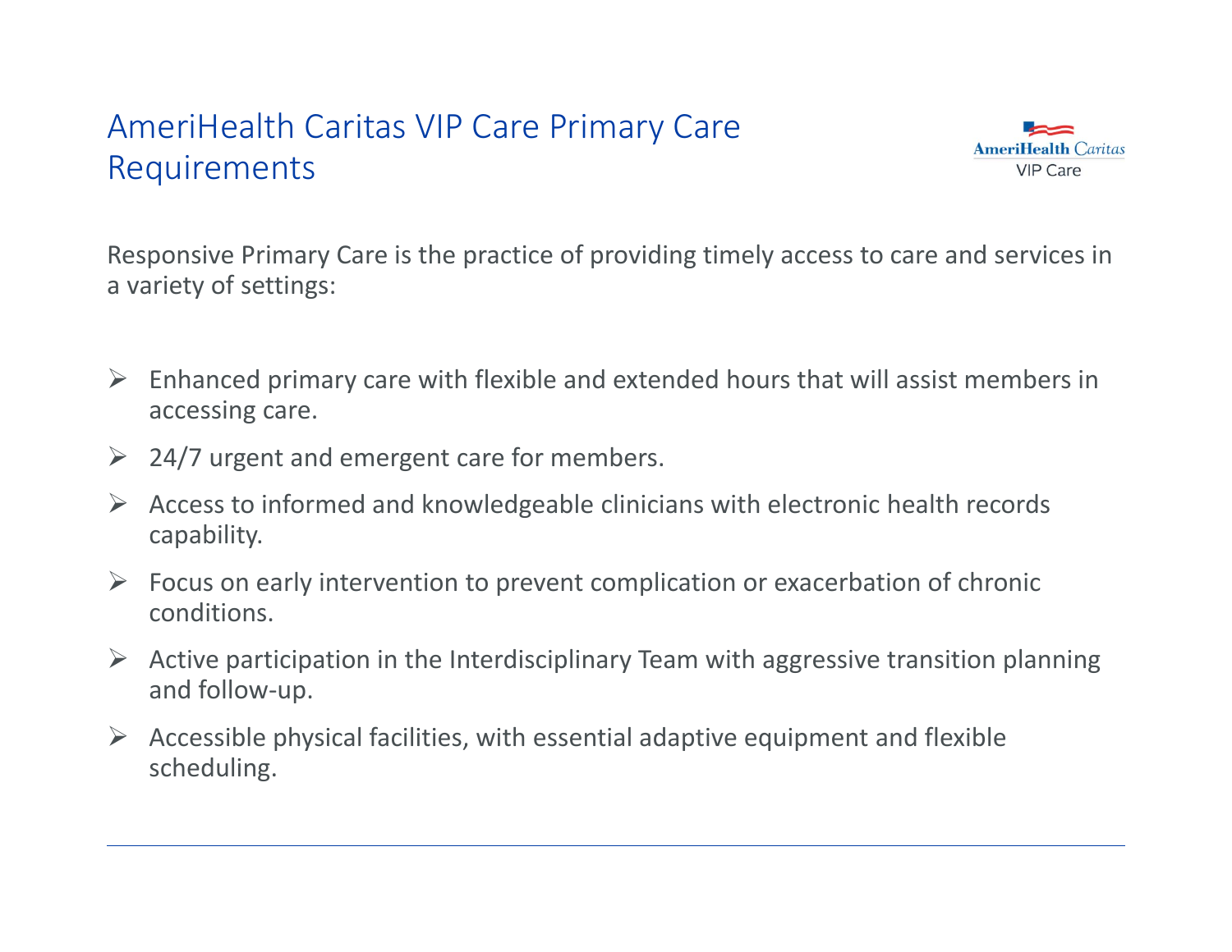# AmeriHealth Caritas VIP Care Primary Care Requirements

Responsive Primary Care is the practice of providing timely access to care and services in a variety of settings:

- Enhanced primary care with flexible and extended hours that will assist members in accessing care.
- 24/7 urgent and emergent care for members.
- Access to informed and knowledgeable clinicians with electronic health records capability.
- Focus on early intervention to prevent complication or exacerbation of chronic conditions.
- Active participation in the Interdisciplinary Team with aggressive transition planning and follow-up.
- Accessible physical facilities, with essential adaptive equipment and flexible scheduling.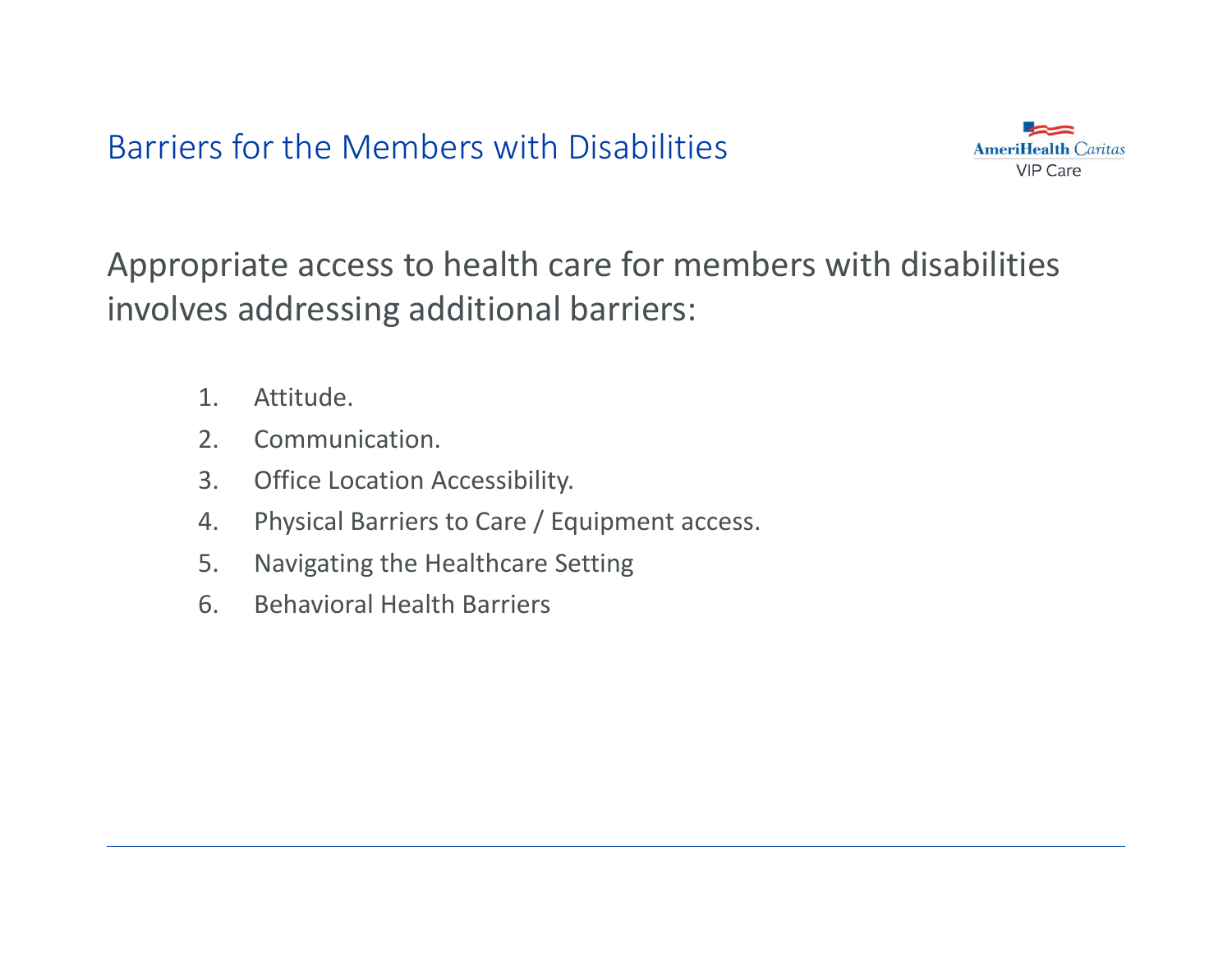# Barriers for the Members with Disabilities

Appropriate access to health care for members with disabilities involves addressing additional barriers:

1. Attitude.
2. Communication.
3. Office Location Accessibility.
4. Physical Barriers to Care / Equipment access.
5. Navigating the Healthcare Setting
6. Behavioral Health Barriers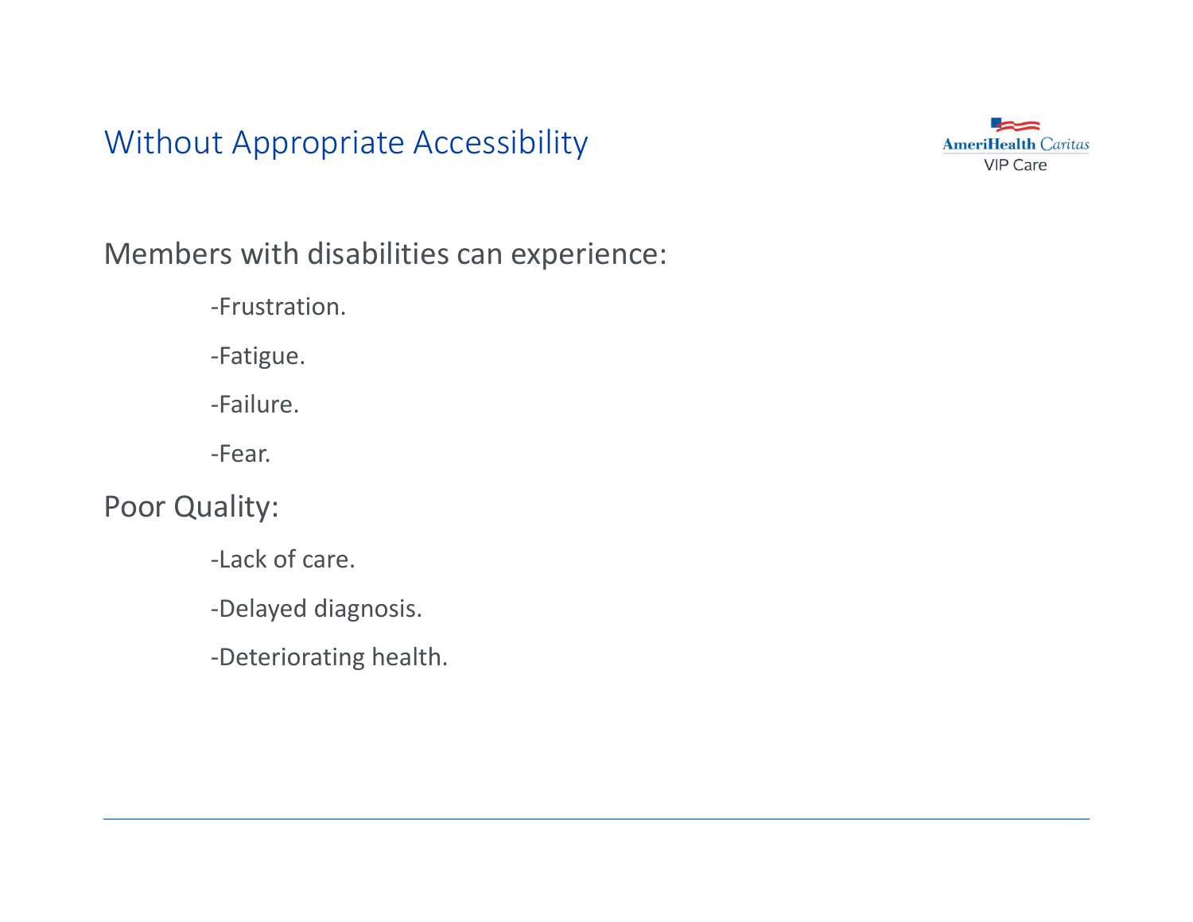# Without Appropriate Accessibility

Members with disabilities can experience:

-Frustration.

-Fatigue.

-Failure.

-Fear.

Poor Quality:

-Lack of care.

-Delayed diagnosis.

-Deteriorating health.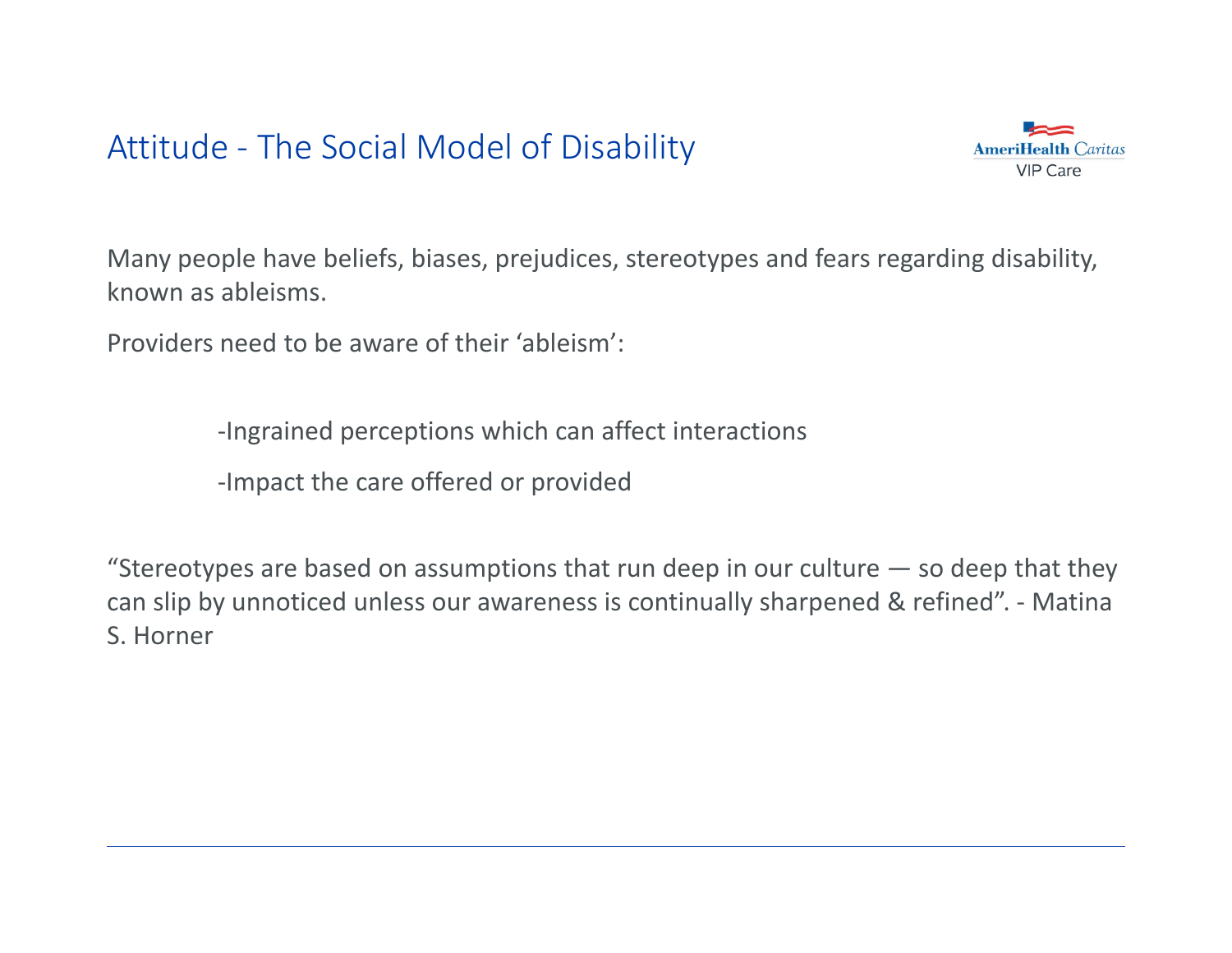# Attitude - The Social Model of Disability

Many people have beliefs, biases, prejudices, stereotypes and fears regarding disability, known as ableisms.

Providers need to be aware of their 'ableism':

-Ingrained perceptions which can affect interactions

-Impact the care offered or provided

"Stereotypes are based on assumptions that run deep in our culture — so deep that they can slip by unnoticed unless our awareness is continually sharpened & refined". - Matina S. Horner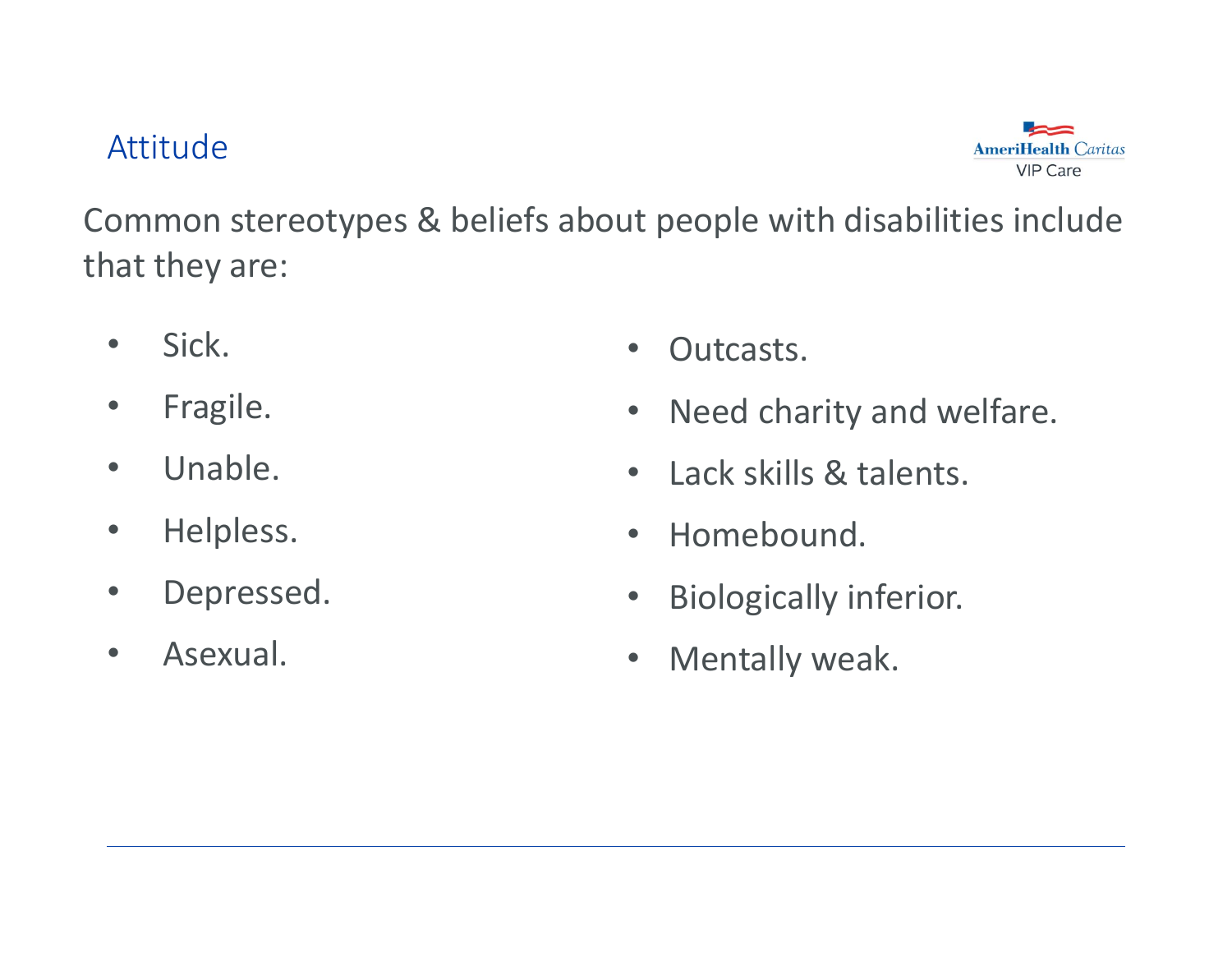## Attitude

Common stereotypes & beliefs about people with disabilities include that they are:

- Sick.
- Fragile.
- Unable.
- Helpless.
- Depressed.
- Asexual.
- Outcasts.
- Need charity and welfare.
- Lack skills & talents.
- Homebound.
- Biologically inferior.
- Mentally weak.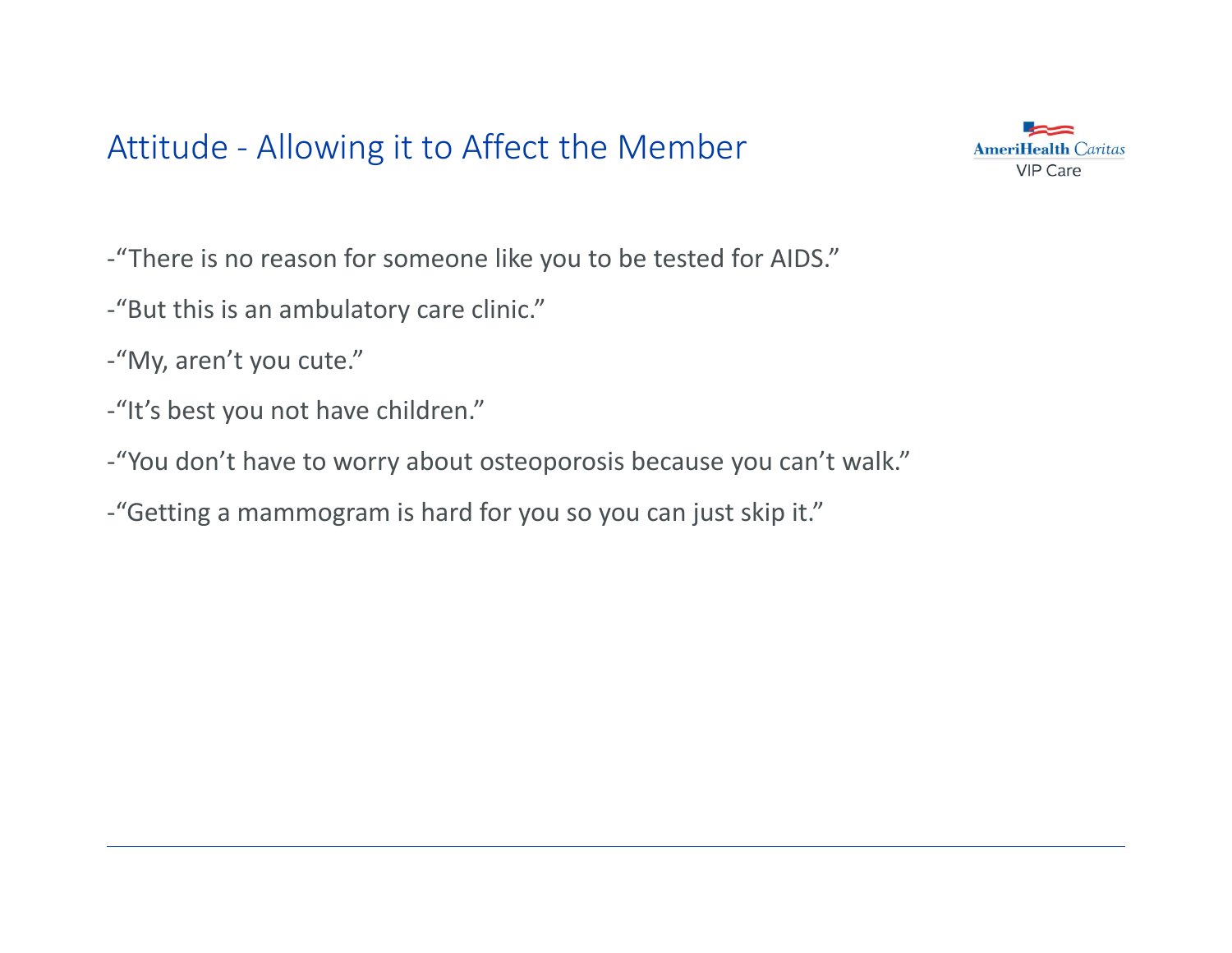# Attitude - Allowing it to Affect the Member

-“There is no reason for someone like you to be tested for AIDS.”

-“But this is an ambulatory care clinic.”

-“My, aren’t you cute.”

-“It’s best you not have children.”

-“You don’t have to worry about osteoporosis because you can’t walk.”

-“Getting a mammogram is hard for you so you can just skip it.”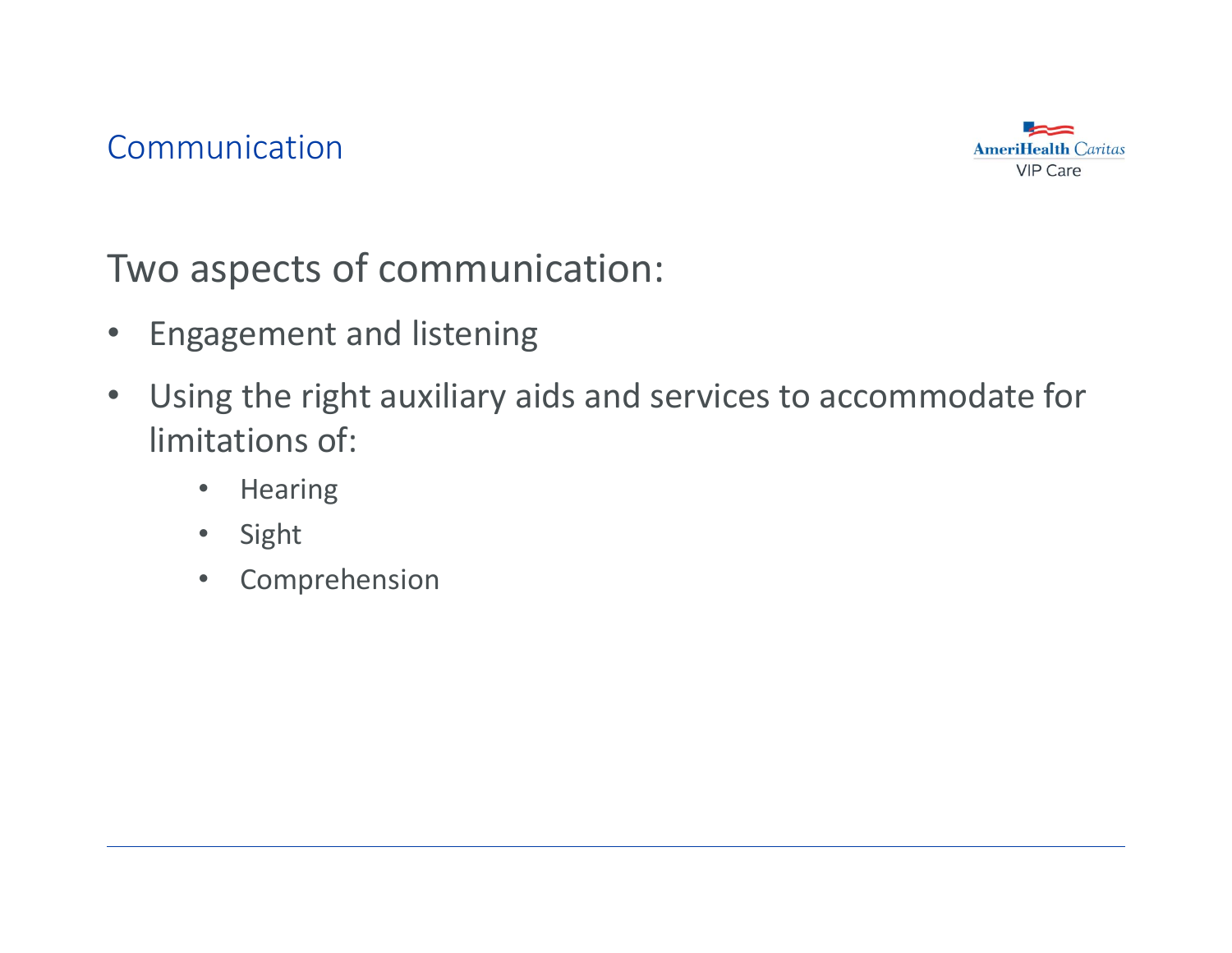## Communication

Two aspects of communication:

- Engagement and listening
- Using the right auxiliary aids and services to accommodate for limitations of:
    - Hearing
    - Sight
    - Comprehension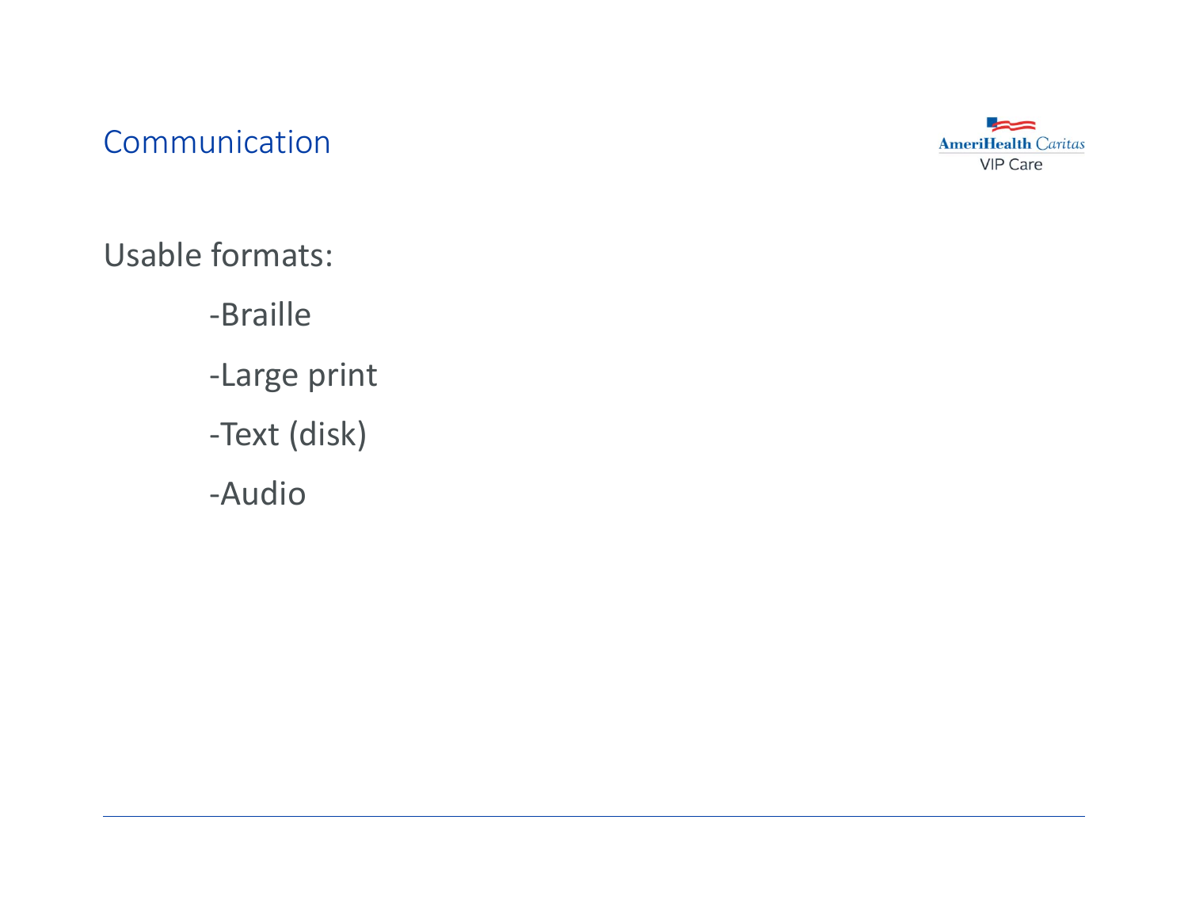## Communication

Usable formats:

- -Braille
- -Large print
- -Text (disk)
- -Audio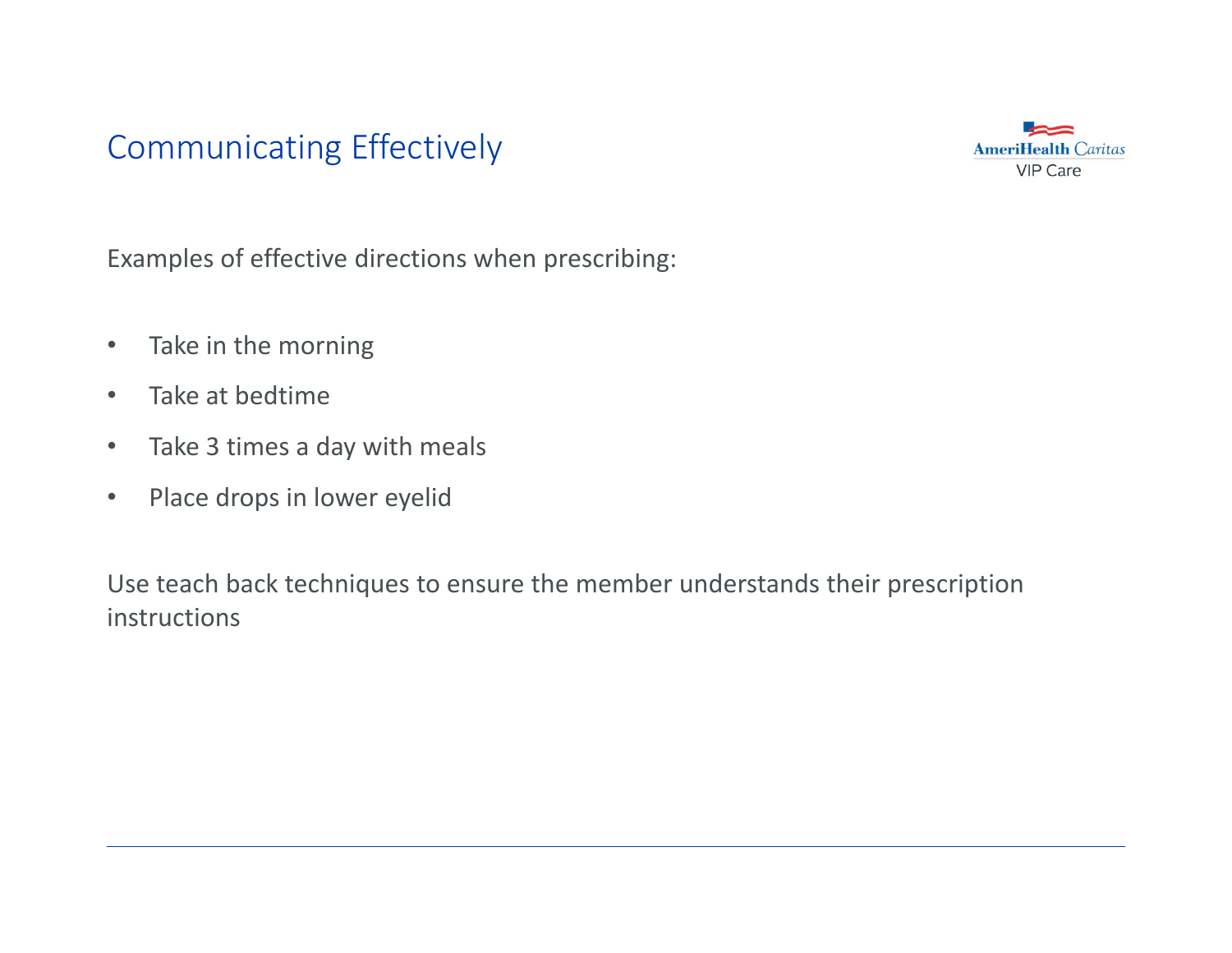# Communicating Effectively

Examples of effective directions when prescribing:

- Take in the morning
- Take at bedtime
- Take 3 times a day with meals
- Place drops in lower eyelid

Use teach back techniques to ensure the member understands their prescription instructions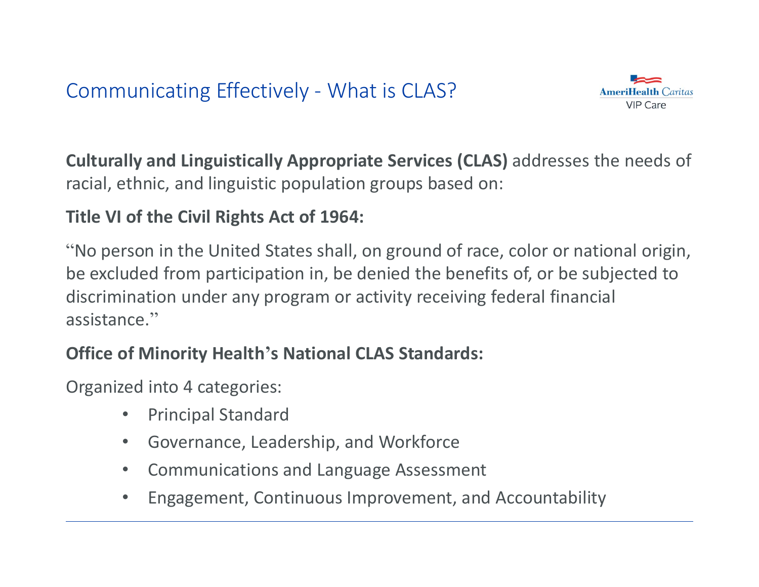## Communicating Effectively - What is CLAS?

**Culturally and Linguistically Appropriate Services (CLAS)** addresses the needs of racial, ethnic, and linguistic population groups based on:

**Title VI of the Civil Rights Act of 1964:**

"No person in the United States shall, on ground of race, color or national origin, be excluded from participation in, be denied the benefits of, or be subjected to discrimination under any program or activity receiving federal financial assistance."

**Office of Minority Health's National CLAS Standards:**

Organized into 4 categories:

- Principal Standard
- Governance, Leadership, and Workforce
- Communications and Language Assessment
- Engagement, Continuous Improvement, and Accountability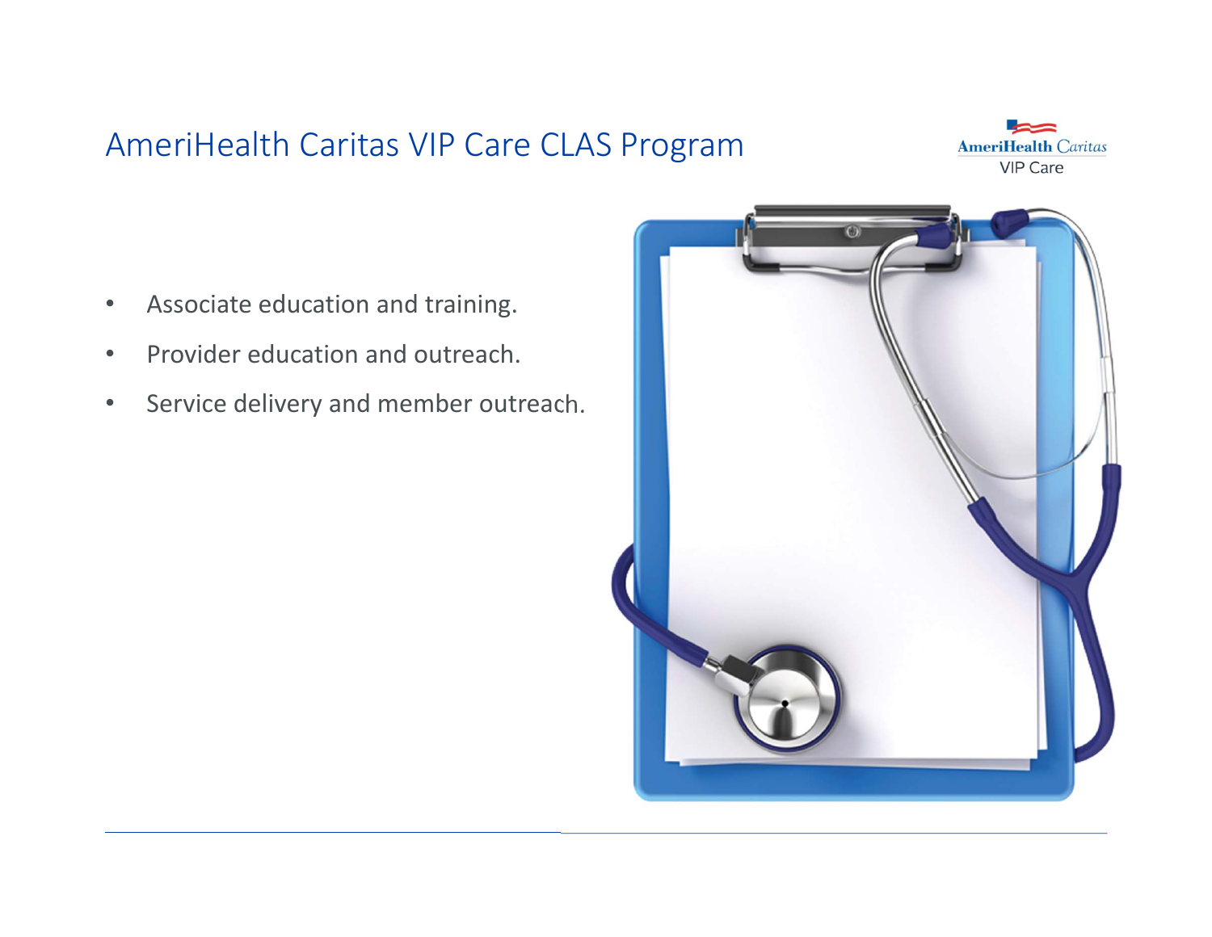# AmeriHealth Caritas VIP Care CLAS Program

- Associate education and training.
- Provider education and outreach.
- Service delivery and member outreach.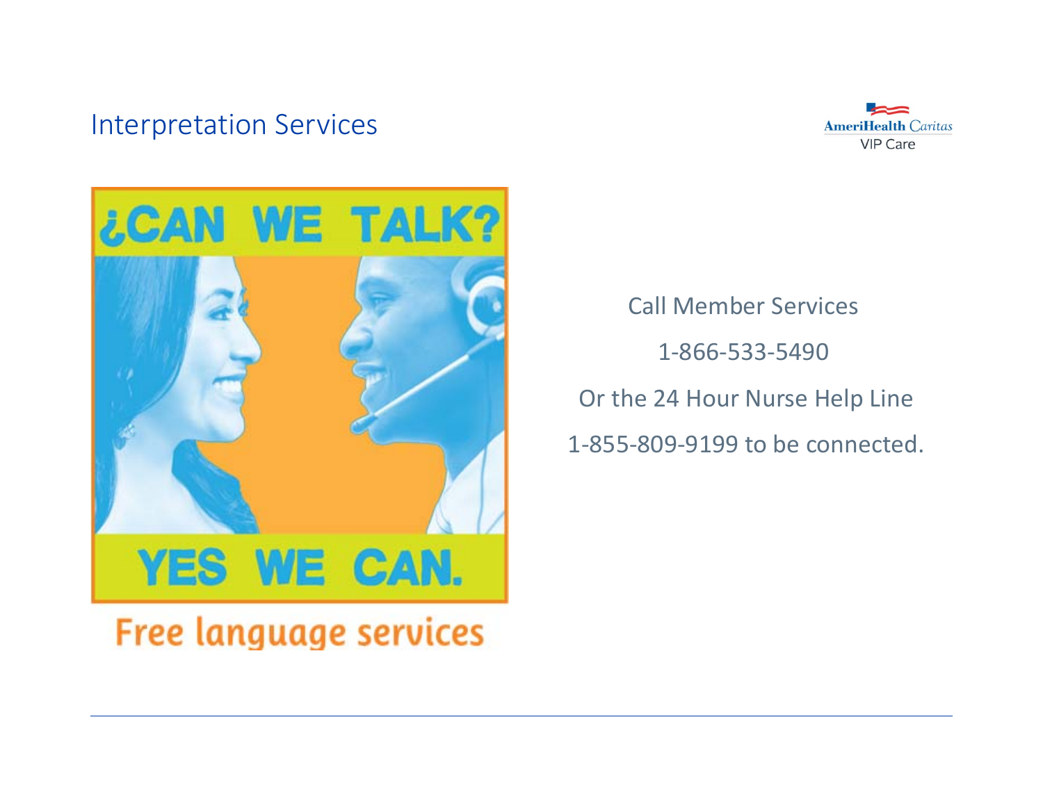# Interpretation Services

¿CAN WE TALK?

YES WE CAN.

Free language services

Call Member Services

1-866-533-5490

Or the 24 Hour Nurse Help Line

1-855-809-9199 to be connected.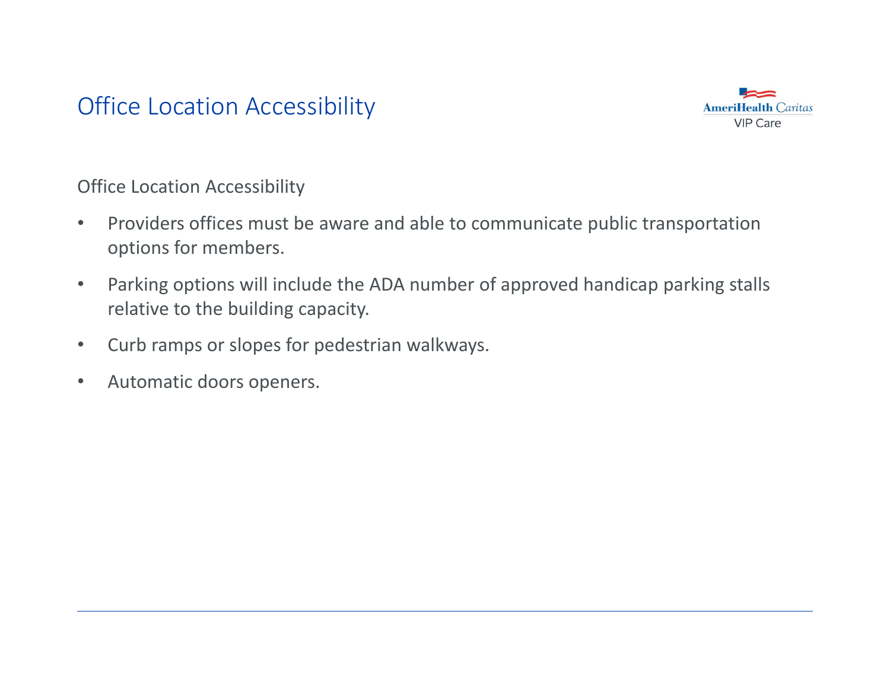# Office Location Accessibility

Office Location Accessibility

- Providers offices must be aware and able to communicate public transportation options for members.
- Parking options will include the ADA number of approved handicap parking stalls relative to the building capacity.
- Curb ramps or slopes for pedestrian walkways.
- Automatic doors openers.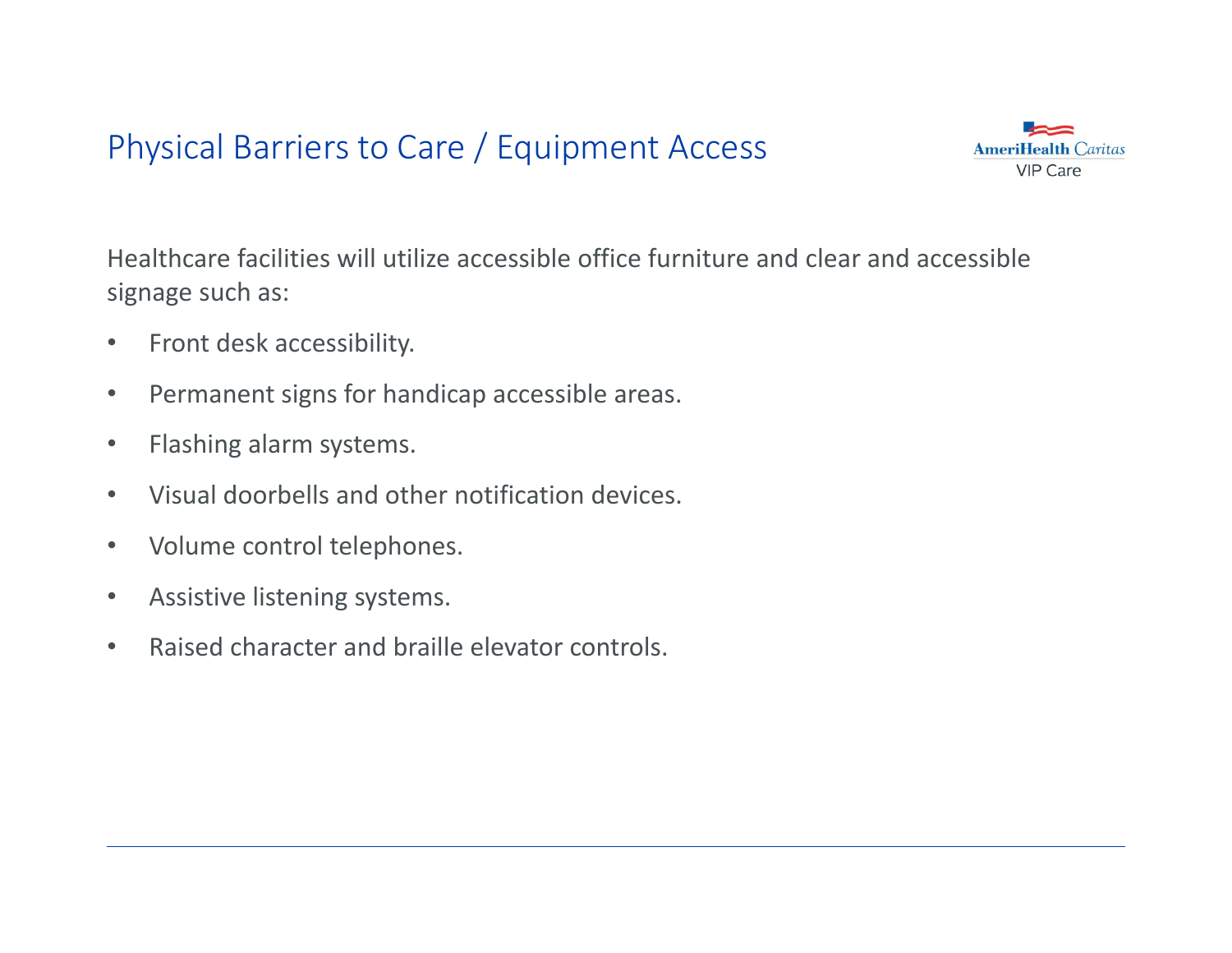# Physical Barriers to Care / Equipment Access

Healthcare facilities will utilize accessible office furniture and clear and accessible signage such as:

- Front desk accessibility.
- Permanent signs for handicap accessible areas.
- Flashing alarm systems.
- Visual doorbells and other notification devices.
- Volume control telephones.
- Assistive listening systems.
- Raised character and braille elevator controls.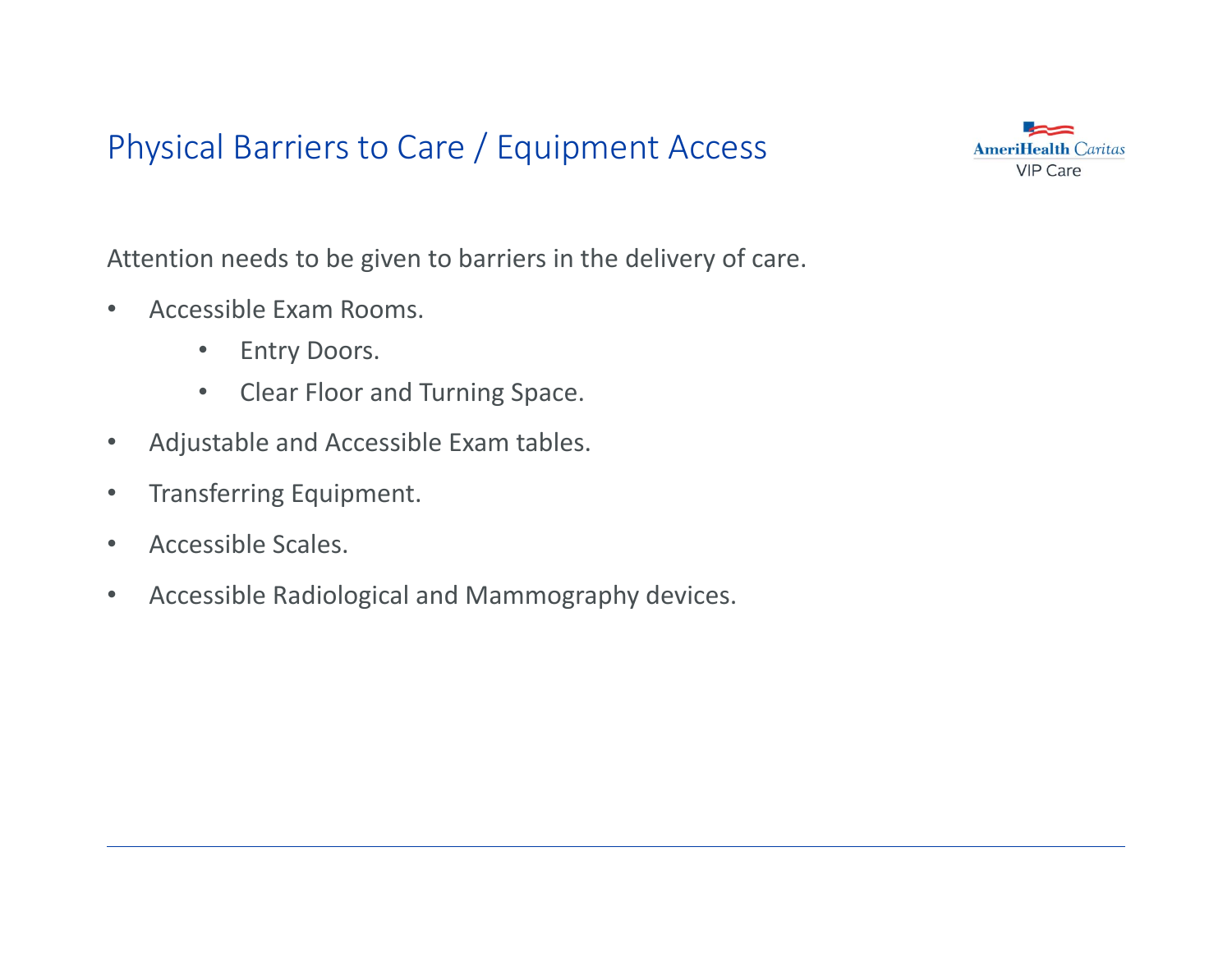# Physical Barriers to Care / Equipment Access

Attention needs to be given to barriers in the delivery of care.

- Accessible Exam Rooms.
    - Entry Doors.
    - Clear Floor and Turning Space.
- Adjustable and Accessible Exam tables.
- Transferring Equipment.
- Accessible Scales.
- Accessible Radiological and Mammography devices.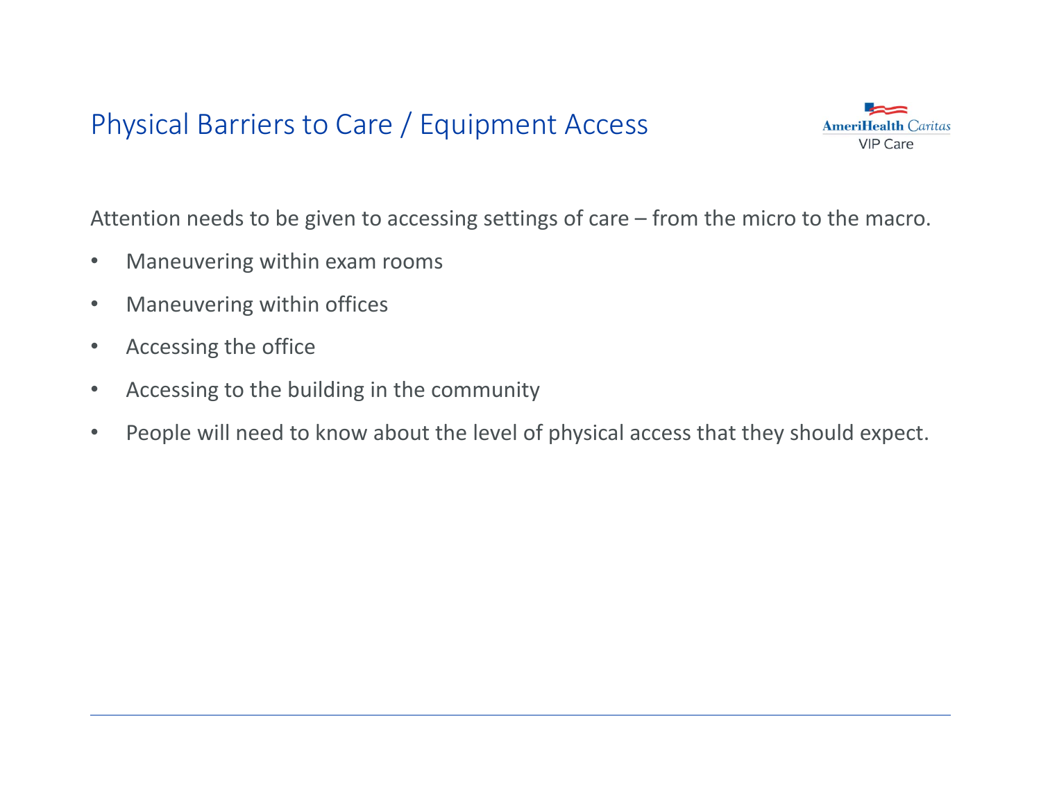# Physical Barriers to Care / Equipment Access

Attention needs to be given to accessing settings of care – from the micro to the macro.

- Maneuvering within exam rooms
- Maneuvering within offices
- Accessing the office
- Accessing to the building in the community
- People will need to know about the level of physical access that they should expect.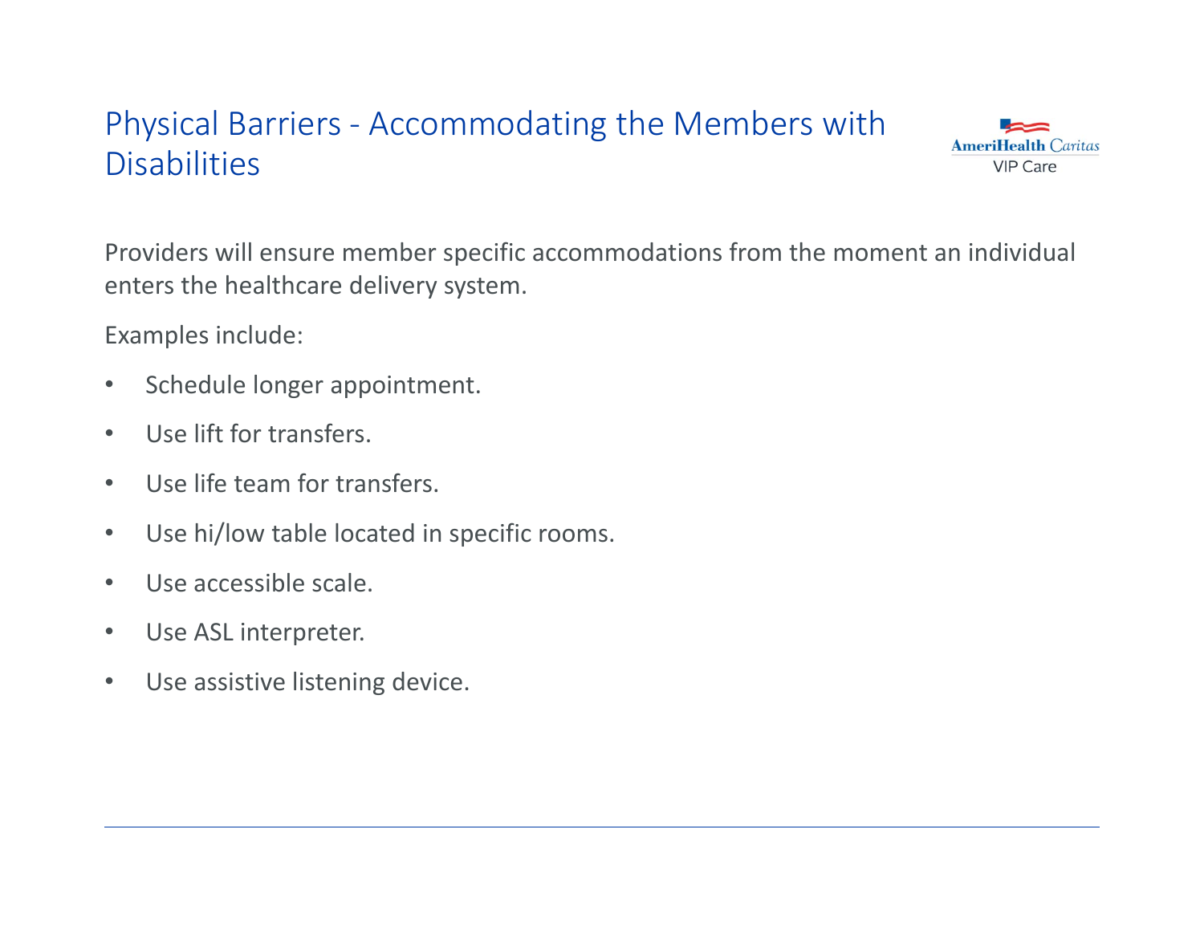# Physical Barriers - Accommodating the Members with Disabilities

Providers will ensure member specific accommodations from the moment an individual enters the healthcare delivery system.

Examples include:

- Schedule longer appointment.
- Use lift for transfers.
- Use life team for transfers.
- Use hi/low table located in specific rooms.
- Use accessible scale.
- Use ASL interpreter.
- Use assistive listening device.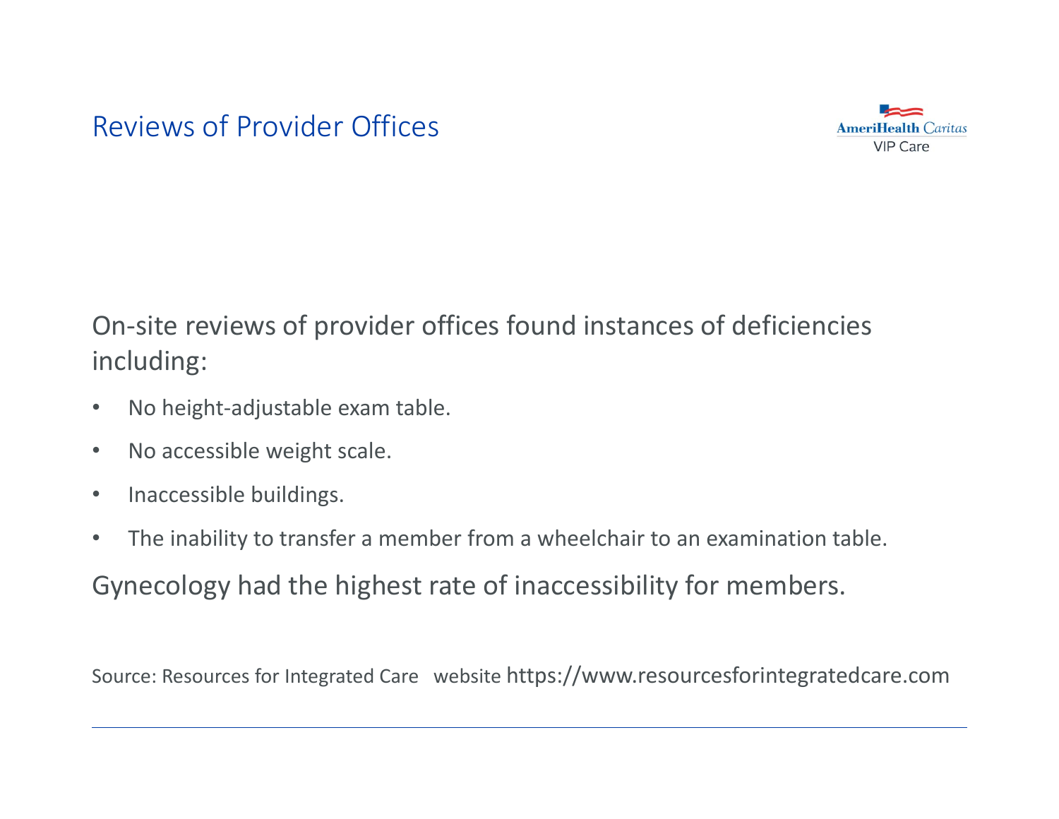## Reviews of Provider Offices

On-site reviews of provider offices found instances of deficiencies including:

- No height-adjustable exam table.
- No accessible weight scale.
- Inaccessible buildings.
- The inability to transfer a member from a wheelchair to an examination table.

Gynecology had the highest rate of inaccessibility for members.

Source: Resources for Integrated Care website https://www.resourcesforintegratedcare.com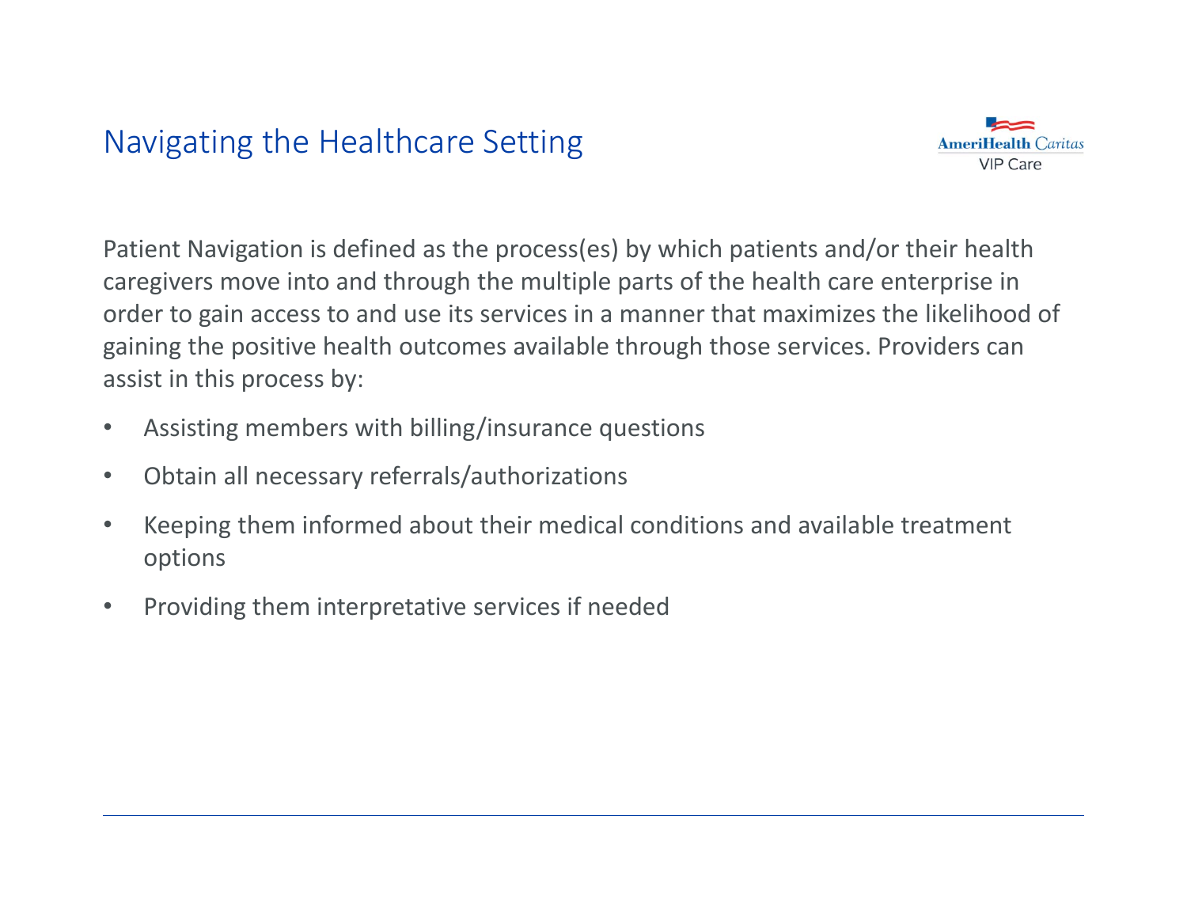# Navigating the Healthcare Setting

Patient Navigation is defined as the process(es) by which patients and/or their health caregivers move into and through the multiple parts of the health care enterprise in order to gain access to and use its services in a manner that maximizes the likelihood of gaining the positive health outcomes available through those services. Providers can assist in this process by:

- Assisting members with billing/insurance questions
- Obtain all necessary referrals/authorizations
- Keeping them informed about their medical conditions and available treatment options
- Providing them interpretative services if needed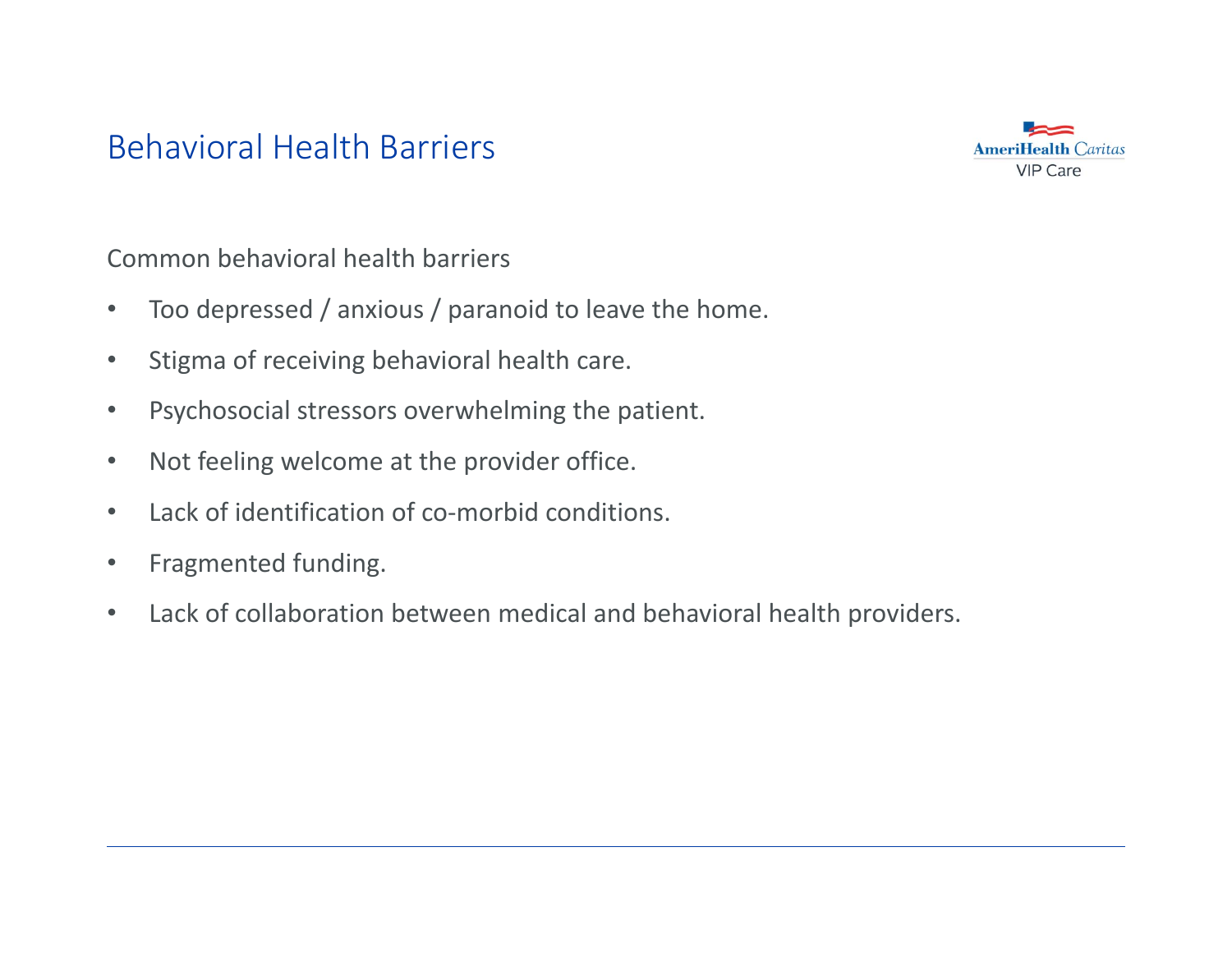# Behavioral Health Barriers

Common behavioral health barriers

- Too depressed / anxious / paranoid to leave the home.
- Stigma of receiving behavioral health care.
- Psychosocial stressors overwhelming the patient.
- Not feeling welcome at the provider office.
- Lack of identification of co-morbid conditions.
- Fragmented funding.
- Lack of collaboration between medical and behavioral health providers.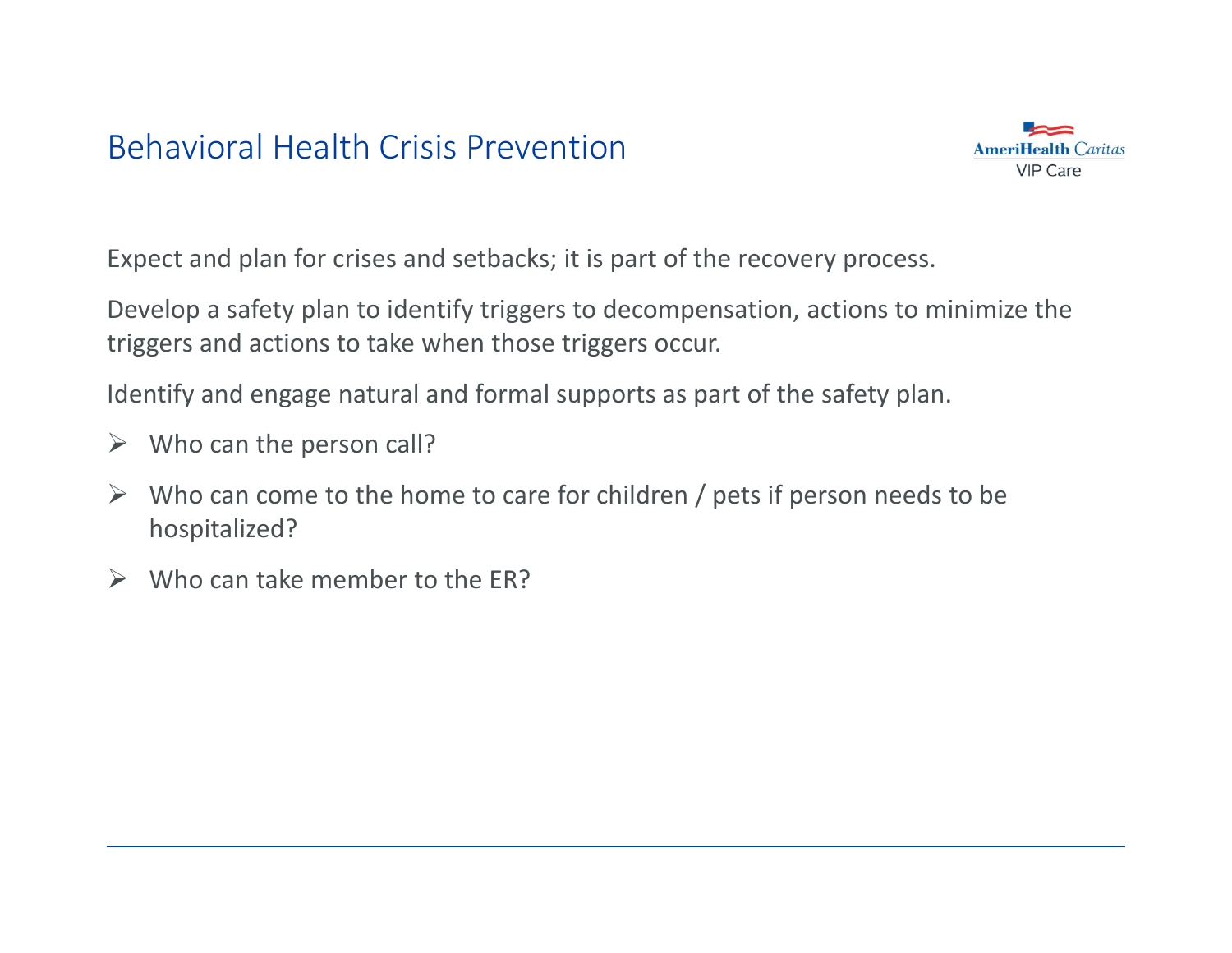# Behavioral Health Crisis Prevention

Expect and plan for crises and setbacks; it is part of the recovery process.

Develop a safety plan to identify triggers to decompensation, actions to minimize the triggers and actions to take when those triggers occur.

Identify and engage natural and formal supports as part of the safety plan.

- Who can the person call?
- Who can come to the home to care for children / pets if person needs to be hospitalized?
- Who can take member to the ER?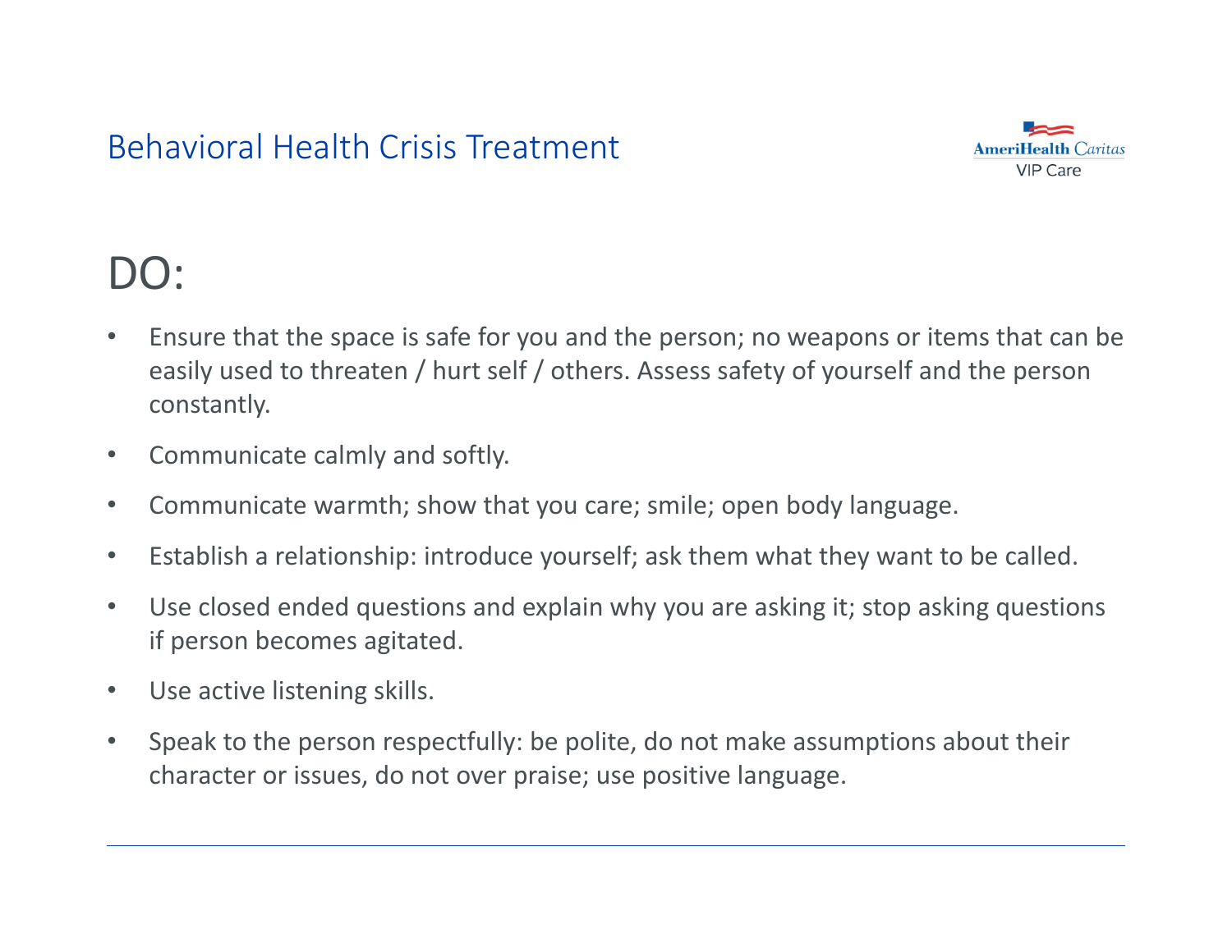# Behavioral Health Crisis Treatment

## DO:

- Ensure that the space is safe for you and the person; no weapons or items that can be easily used to threaten / hurt self / others. Assess safety of yourself and the person constantly.
- Communicate calmly and softly.
- Communicate warmth; show that you care; smile; open body language.
- Establish a relationship: introduce yourself; ask them what they want to be called.
- Use closed ended questions and explain why you are asking it; stop asking questions if person becomes agitated.
- Use active listening skills.
- Speak to the person respectfully: be polite, do not make assumptions about their character or issues, do not over praise; use positive language.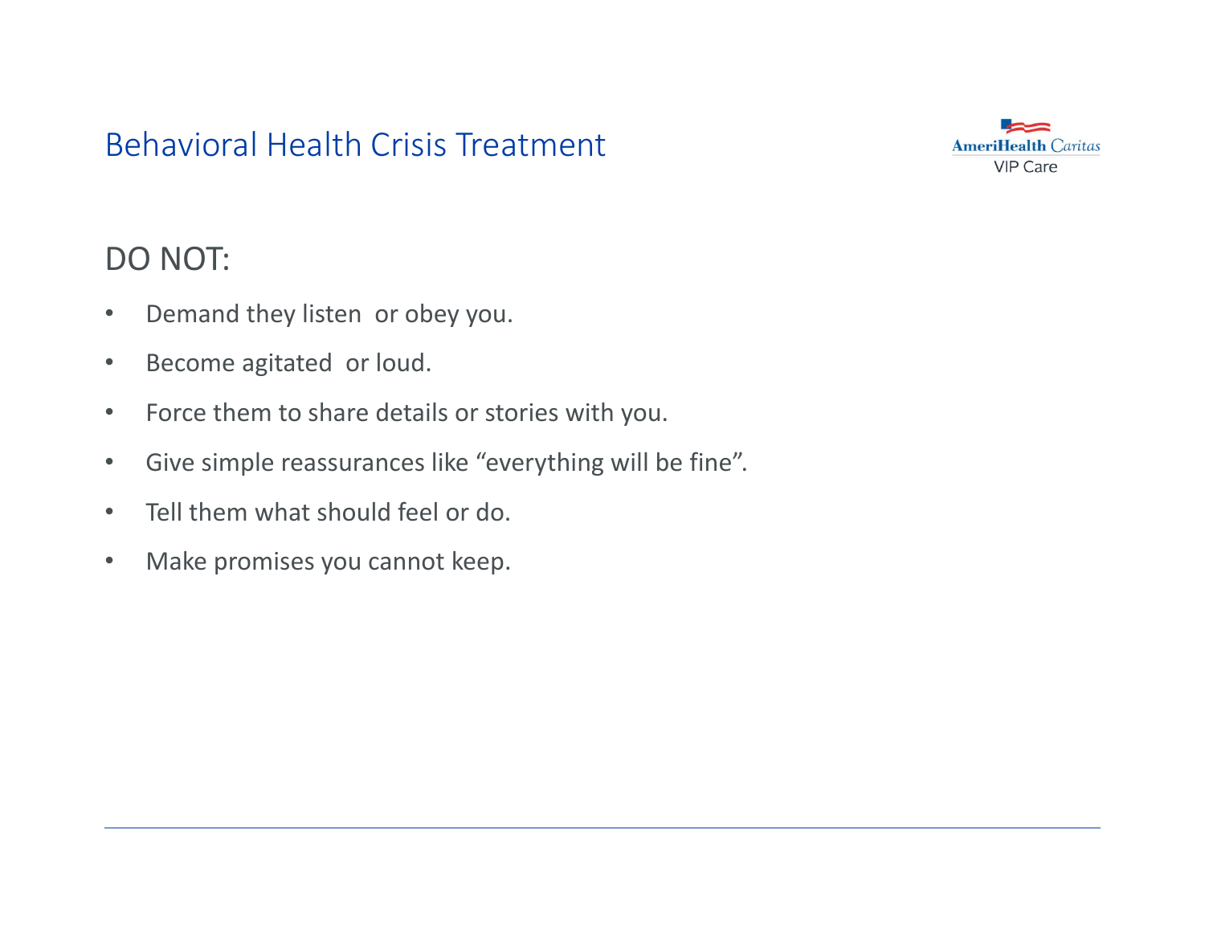# Behavioral Health Crisis Treatment

## DO NOT:

- Demand they listen or obey you.
- Become agitated or loud.
- Force them to share details or stories with you.
- Give simple reassurances like "everything will be fine".
- Tell them what should feel or do.
- Make promises you cannot keep.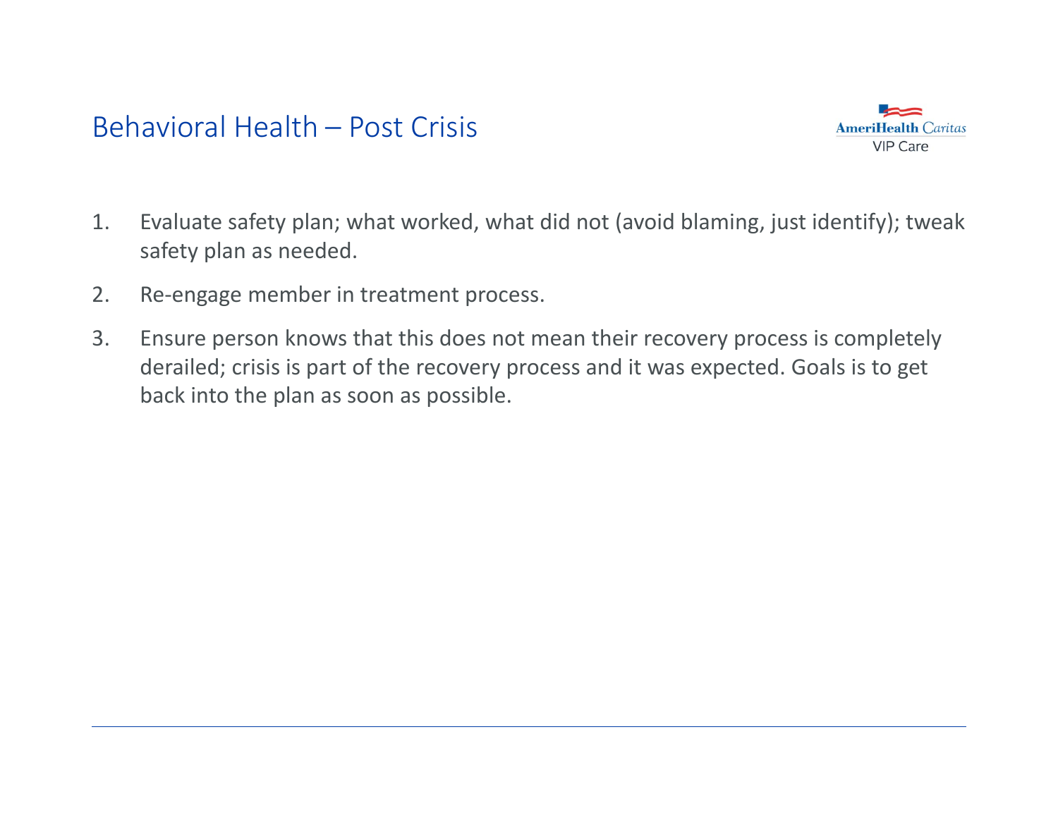## Behavioral Health – Post Crisis

1. Evaluate safety plan; what worked, what did not (avoid blaming, just identify); tweak safety plan as needed.
2. Re-engage member in treatment process.
3. Ensure person knows that this does not mean their recovery process is completely derailed; crisis is part of the recovery process and it was expected. Goals is to get back into the plan as soon as possible.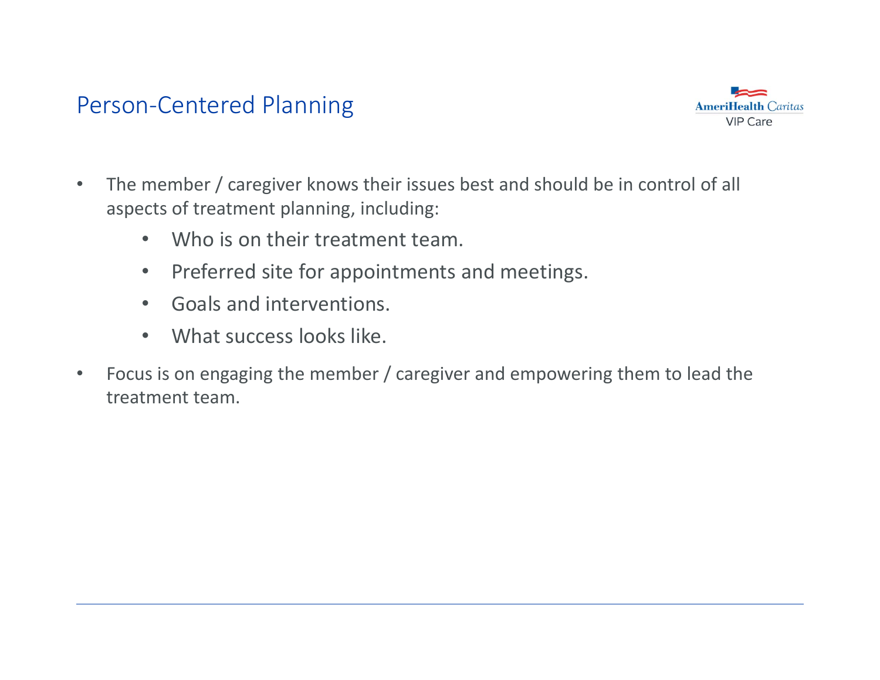# Person-Centered Planning

- The member / caregiver knows their issues best and should be in control of all aspects of treatment planning, including:
    - Who is on their treatment team.
    - Preferred site for appointments and meetings.
    - Goals and interventions.
    - What success looks like.
- Focus is on engaging the member / caregiver and empowering them to lead the treatment team.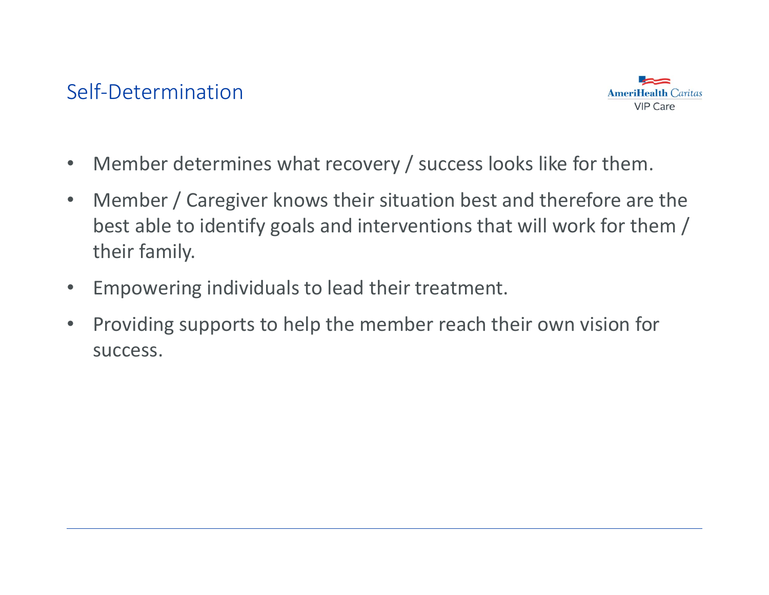## Self-Determination

- Member determines what recovery / success looks like for them.
- Member / Caregiver knows their situation best and therefore are the best able to identify goals and interventions that will work for them / their family.
- Empowering individuals to lead their treatment.
- Providing supports to help the member reach their own vision for success.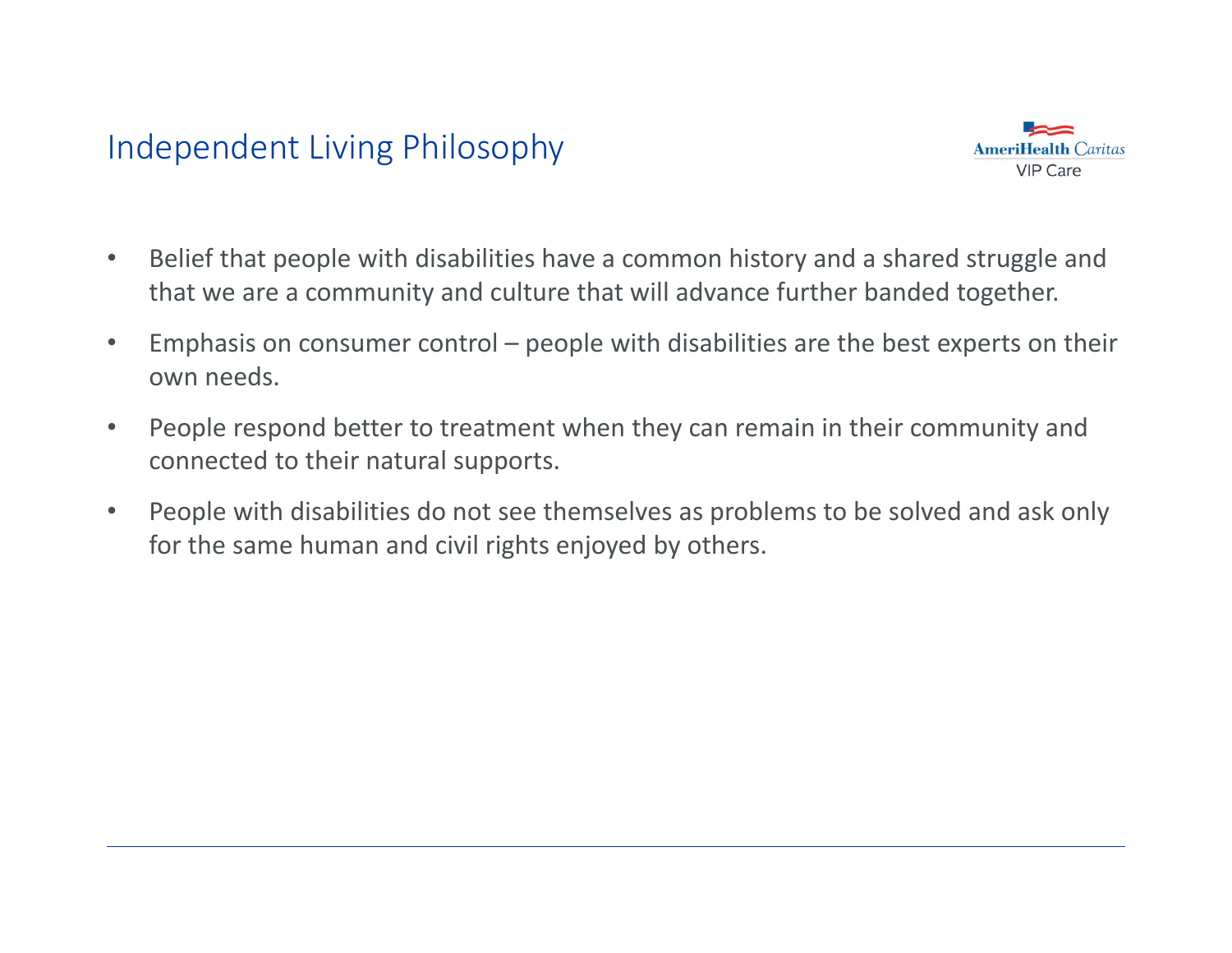# Independent Living Philosophy

- Belief that people with disabilities have a common history and a shared struggle and that we are a community and culture that will advance further banded together.
- Emphasis on consumer control – people with disabilities are the best experts on their own needs.
- People respond better to treatment when they can remain in their community and connected to their natural supports.
- People with disabilities do not see themselves as problems to be solved and ask only for the same human and civil rights enjoyed by others.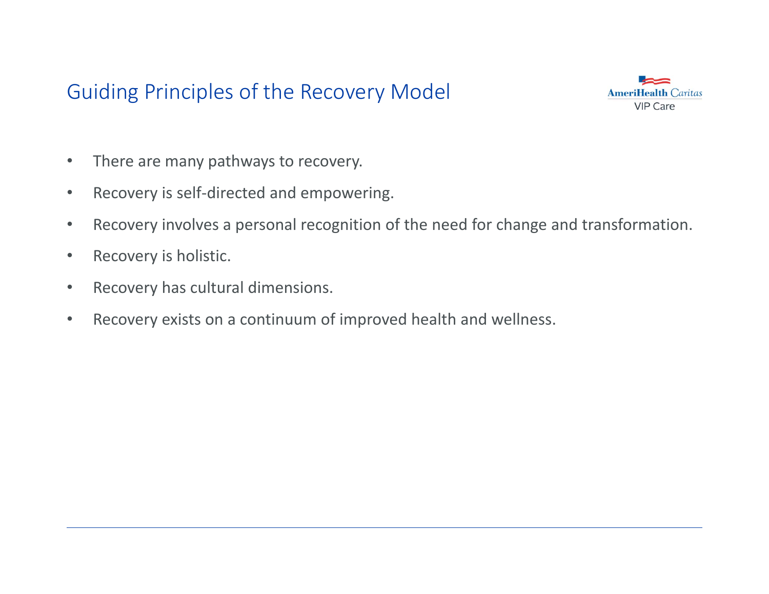# Guiding Principles of the Recovery Model

- There are many pathways to recovery.
- Recovery is self-directed and empowering.
- Recovery involves a personal recognition of the need for change and transformation.
- Recovery is holistic.
- Recovery has cultural dimensions.
- Recovery exists on a continuum of improved health and wellness.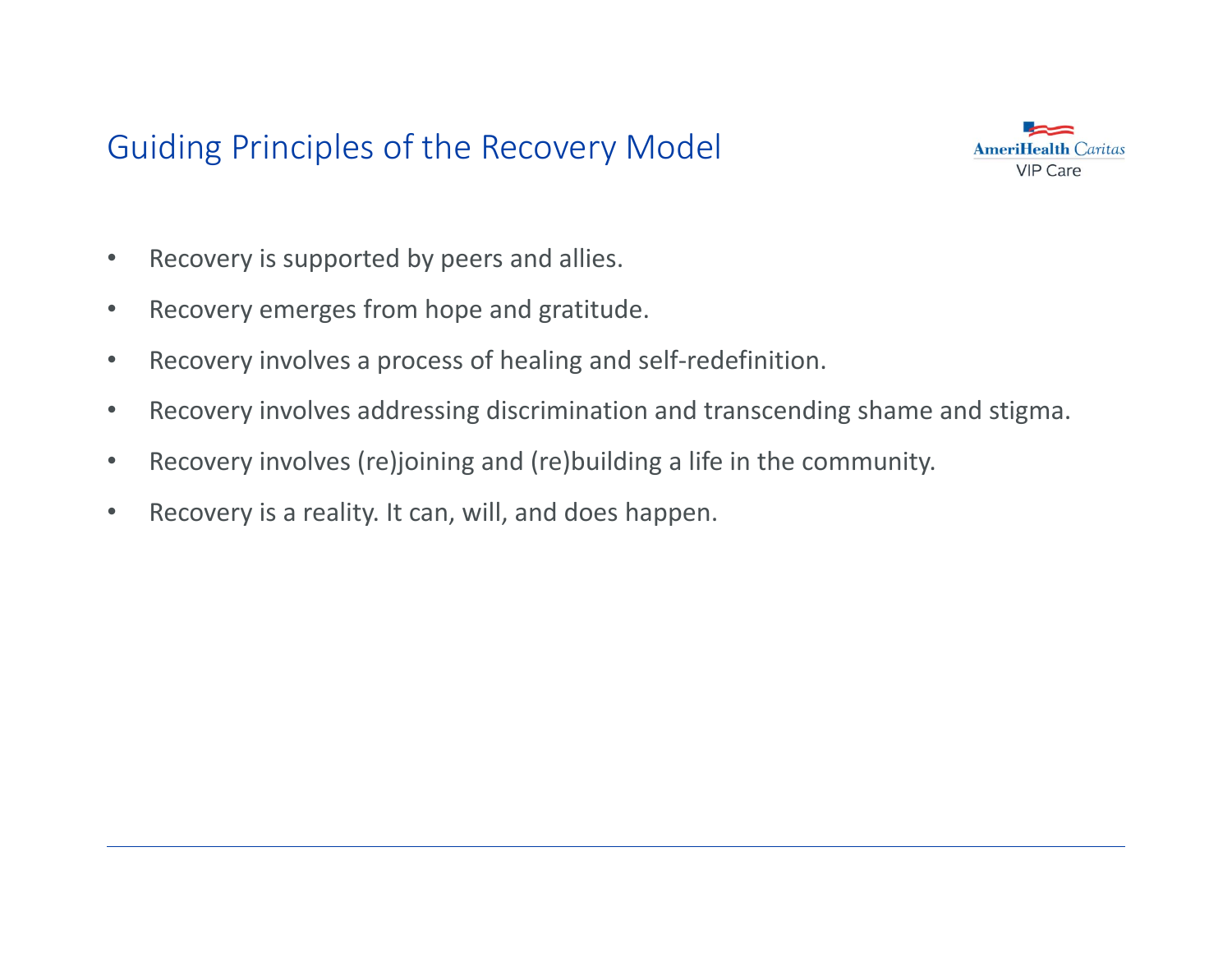# Guiding Principles of the Recovery Model

- Recovery is supported by peers and allies.
- Recovery emerges from hope and gratitude.
- Recovery involves a process of healing and self-redefinition.
- Recovery involves addressing discrimination and transcending shame and stigma.
- Recovery involves (re)joining and (re)building a life in the community.
- Recovery is a reality. It can, will, and does happen.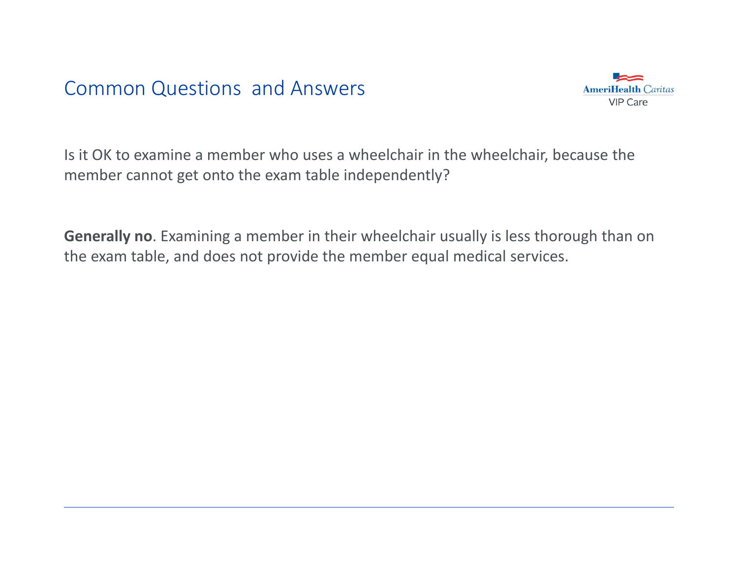## Common Questions and Answers

Is it OK to examine a member who uses a wheelchair in the wheelchair, because the member cannot get onto the exam table independently?

**Generally no**. Examining a member in their wheelchair usually is less thorough than on the exam table, and does not provide the member equal medical services.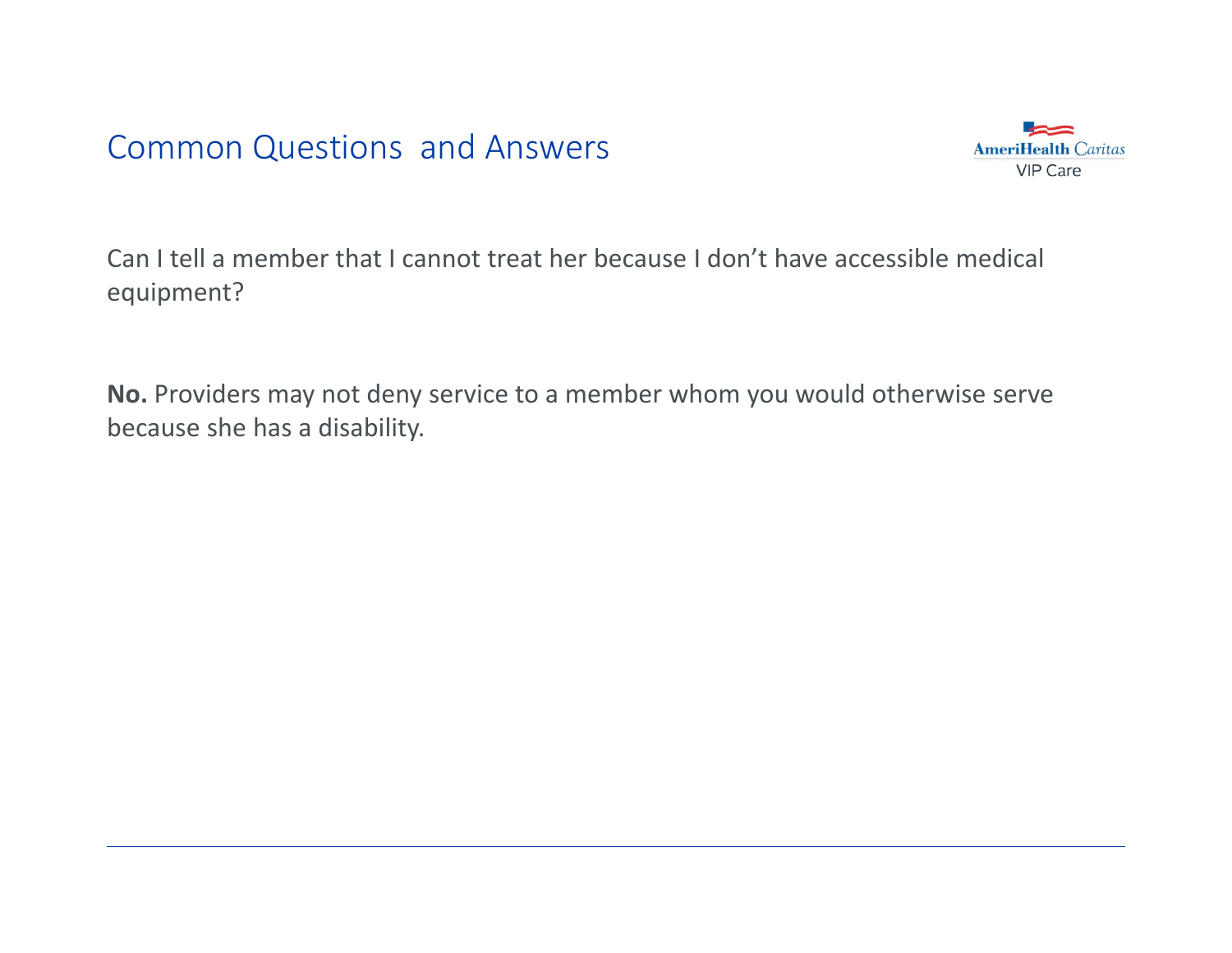# Common Questions and Answers

Can I tell a member that I cannot treat her because I don’t have accessible medical equipment?

**No.** Providers may not deny service to a member whom you would otherwise serve because she has a disability.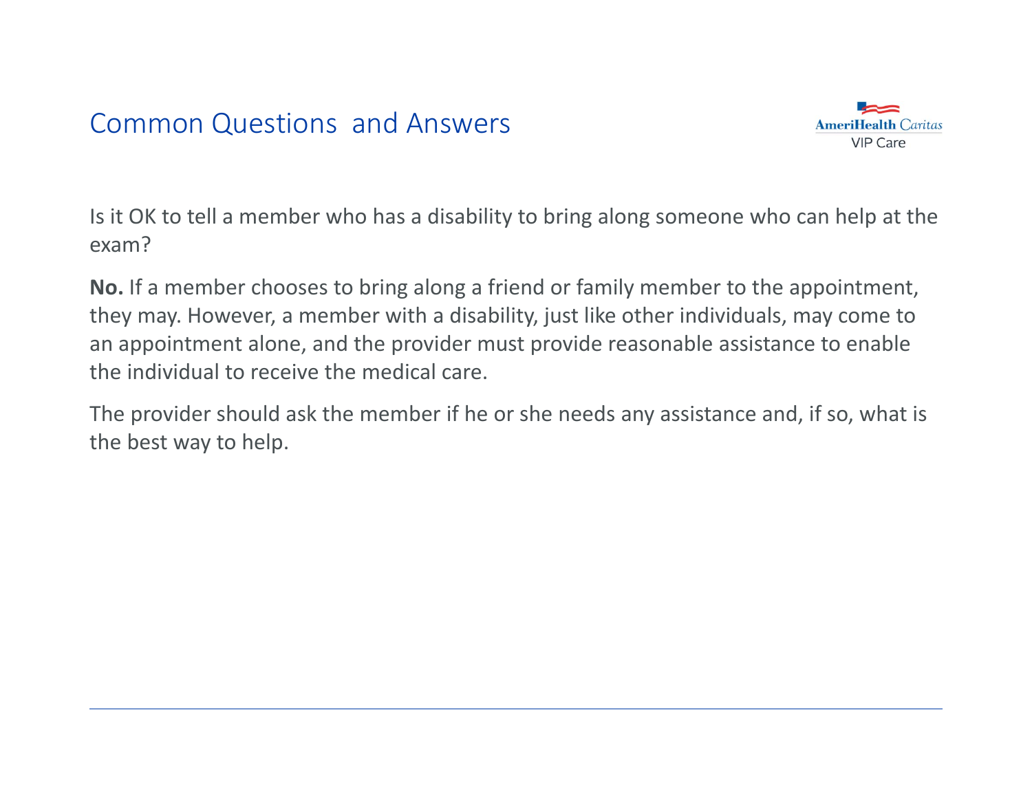# Common Questions and Answers

Is it OK to tell a member who has a disability to bring along someone who can help at the exam?

**No.** If a member chooses to bring along a friend or family member to the appointment, they may. However, a member with a disability, just like other individuals, may come to an appointment alone, and the provider must provide reasonable assistance to enable the individual to receive the medical care.

The provider should ask the member if he or she needs any assistance and, if so, what is the best way to help.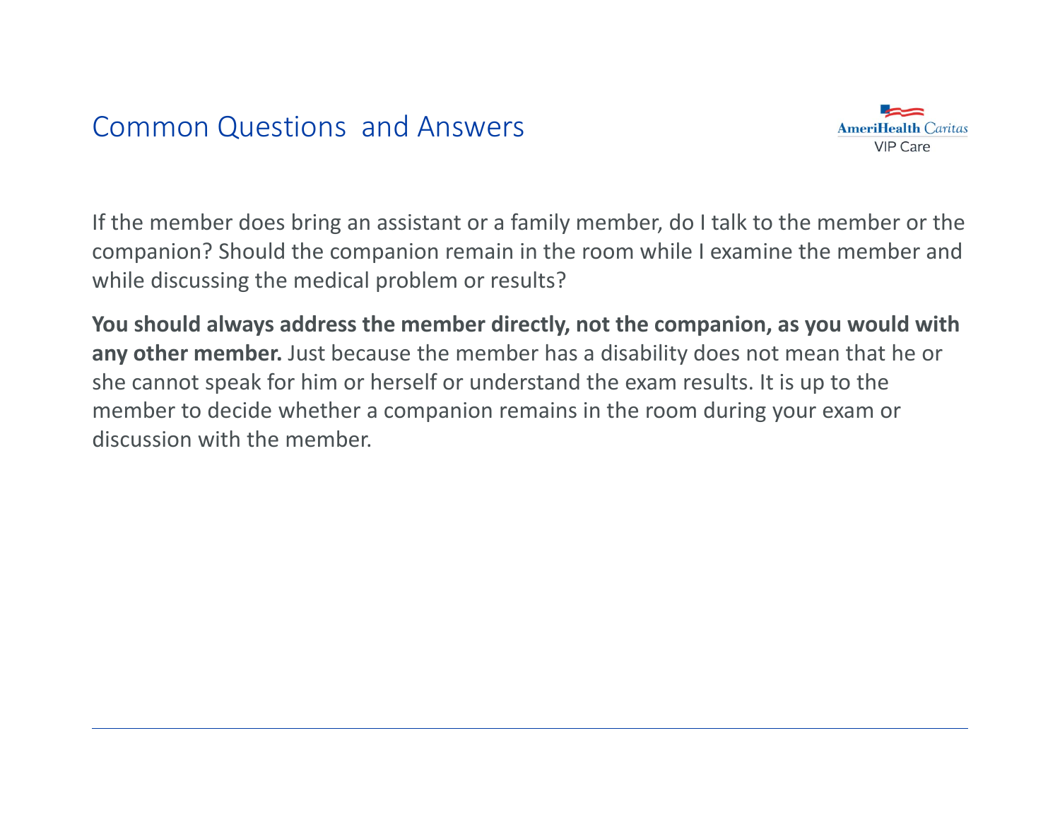## Common Questions and Answers

If the member does bring an assistant or a family member, do I talk to the member or the companion? Should the companion remain in the room while I examine the member and while discussing the medical problem or results?

**You should always address the member directly, not the companion, as you would with any other member.** Just because the member has a disability does not mean that he or she cannot speak for him or herself or understand the exam results. It is up to the member to decide whether a companion remains in the room during your exam or discussion with the member.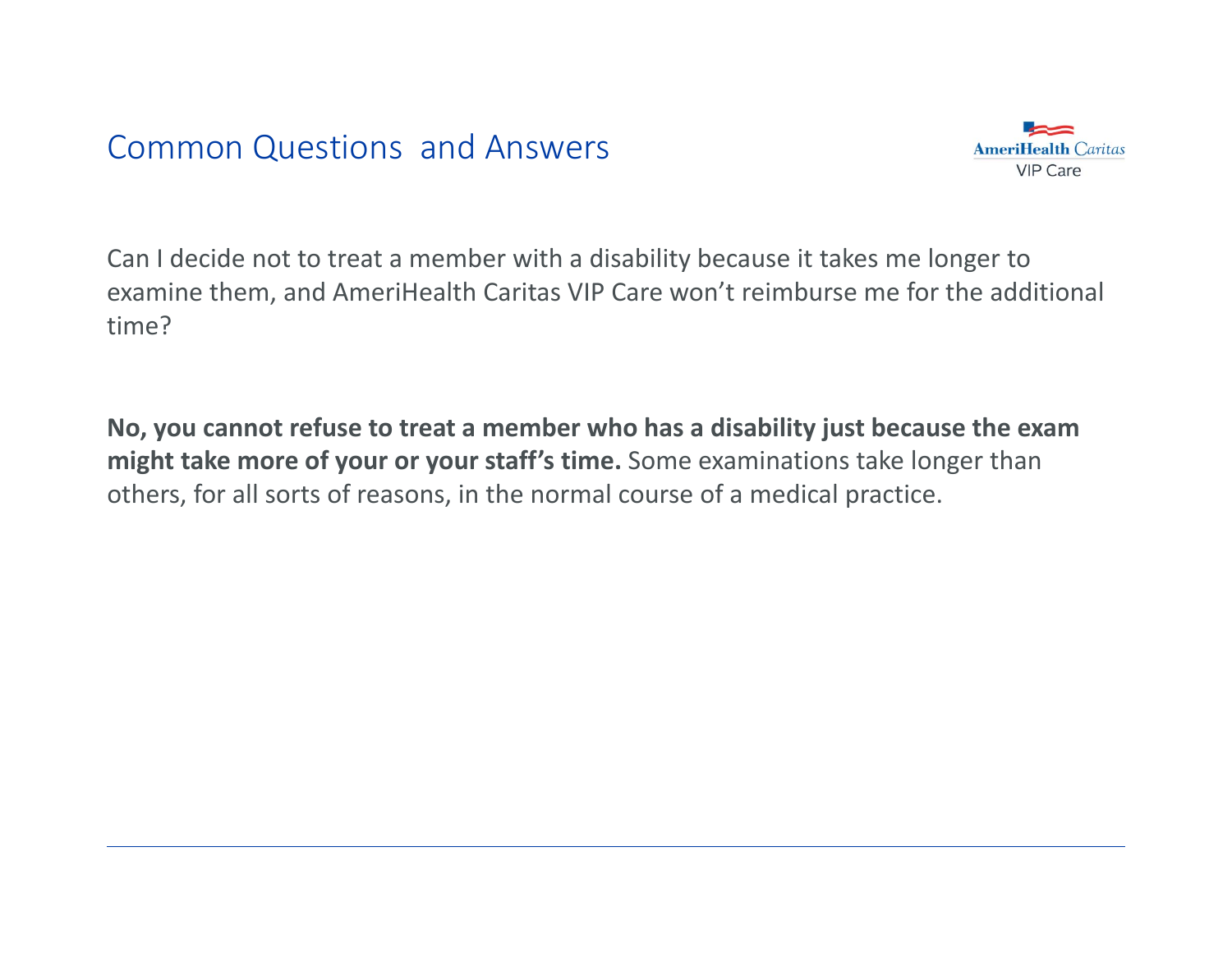# Common Questions and Answers

Can I decide not to treat a member with a disability because it takes me longer to examine them, and AmeriHealth Caritas VIP Care won't reimburse me for the additional time?

**No, you cannot refuse to treat a member who has a disability just because the exam might take more of your or your staff's time.** Some examinations take longer than others, for all sorts of reasons, in the normal course of a medical practice.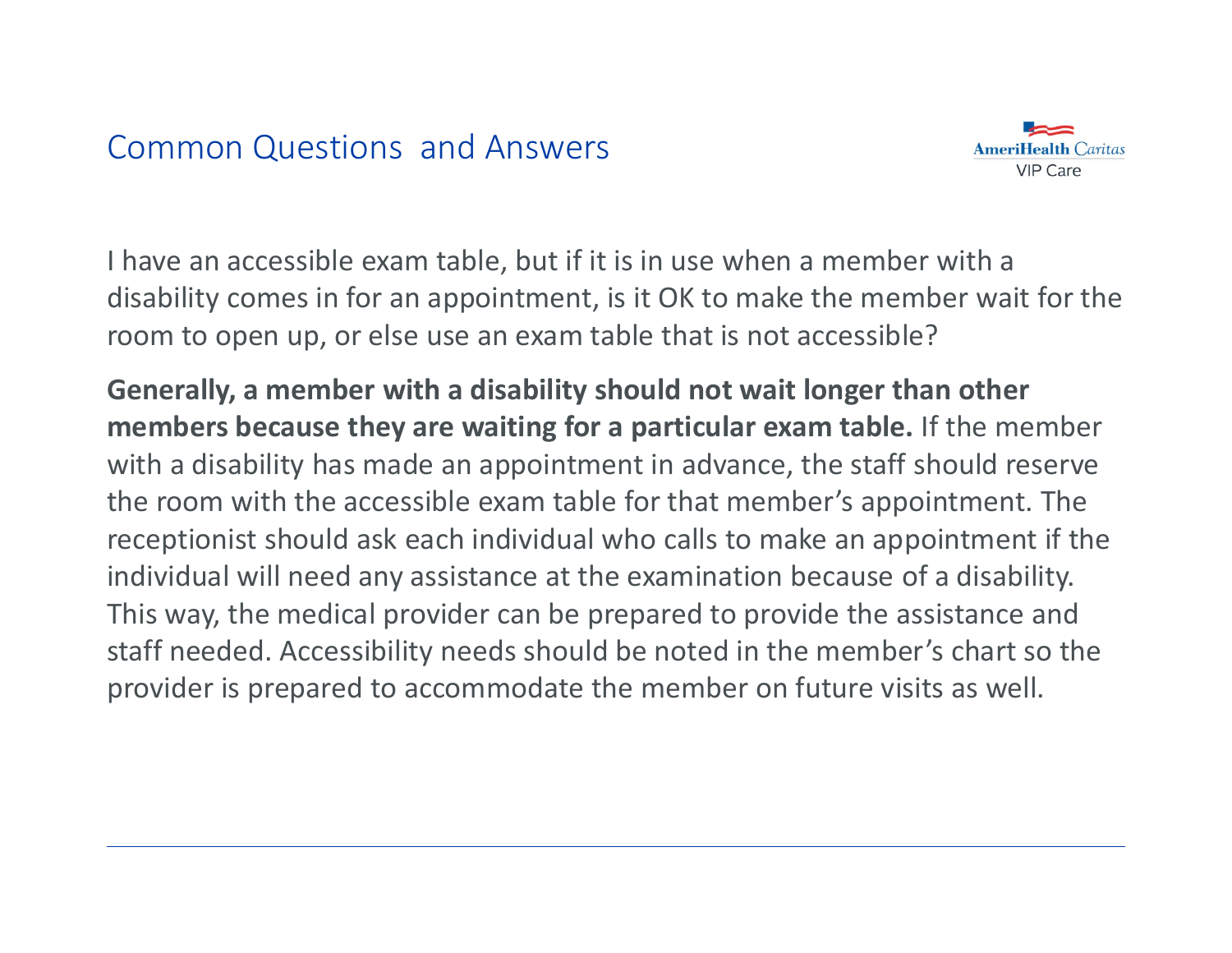## Common Questions and Answers

I have an accessible exam table, but if it is in use when a member with a disability comes in for an appointment, is it OK to make the member wait for the room to open up, or else use an exam table that is not accessible?

**Generally, a member with a disability should not wait longer than other members because they are waiting for a particular exam table.** If the member with a disability has made an appointment in advance, the staff should reserve the room with the accessible exam table for that member's appointment. The receptionist should ask each individual who calls to make an appointment if the individual will need any assistance at the examination because of a disability. This way, the medical provider can be prepared to provide the assistance and staff needed. Accessibility needs should be noted in the member's chart so the provider is prepared to accommodate the member on future visits as well.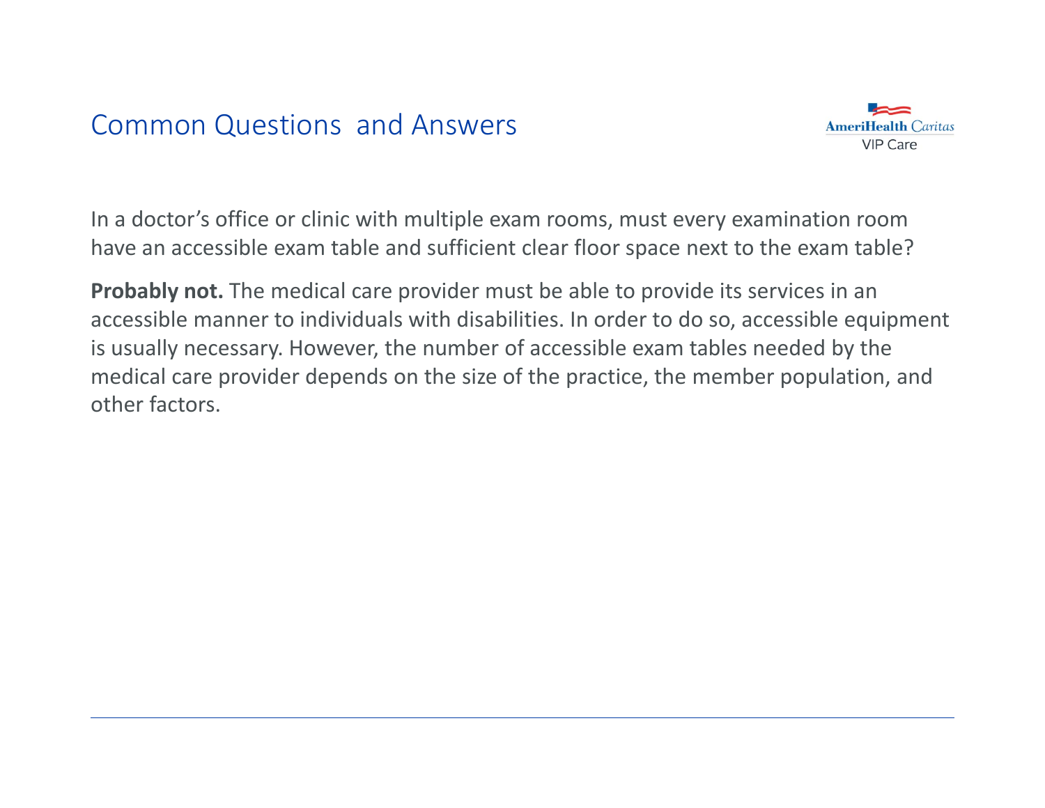# Common Questions and Answers

In a doctor's office or clinic with multiple exam rooms, must every examination room have an accessible exam table and sufficient clear floor space next to the exam table?

**Probably not.** The medical care provider must be able to provide its services in an accessible manner to individuals with disabilities. In order to do so, accessible equipment is usually necessary. However, the number of accessible exam tables needed by the medical care provider depends on the size of the practice, the member population, and other factors.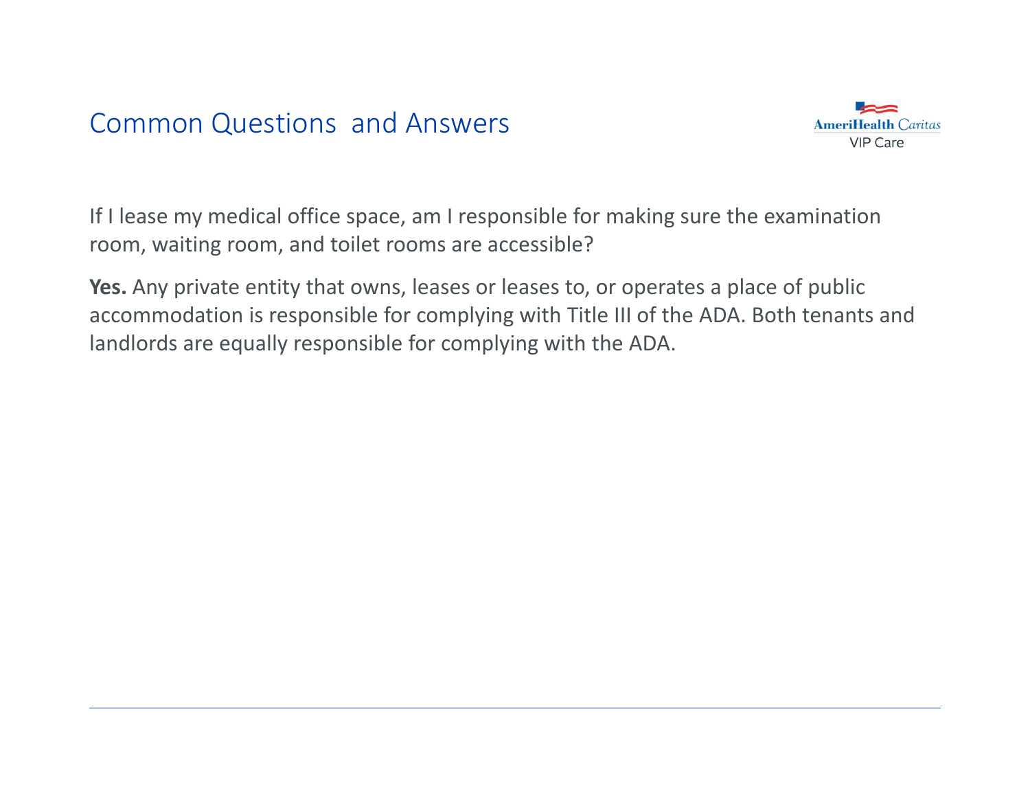# Common Questions and Answers

If I lease my medical office space, am I responsible for making sure the examination room, waiting room, and toilet rooms are accessible?

**Yes.** Any private entity that owns, leases or leases to, or operates a place of public accommodation is responsible for complying with Title III of the ADA. Both tenants and landlords are equally responsible for complying with the ADA.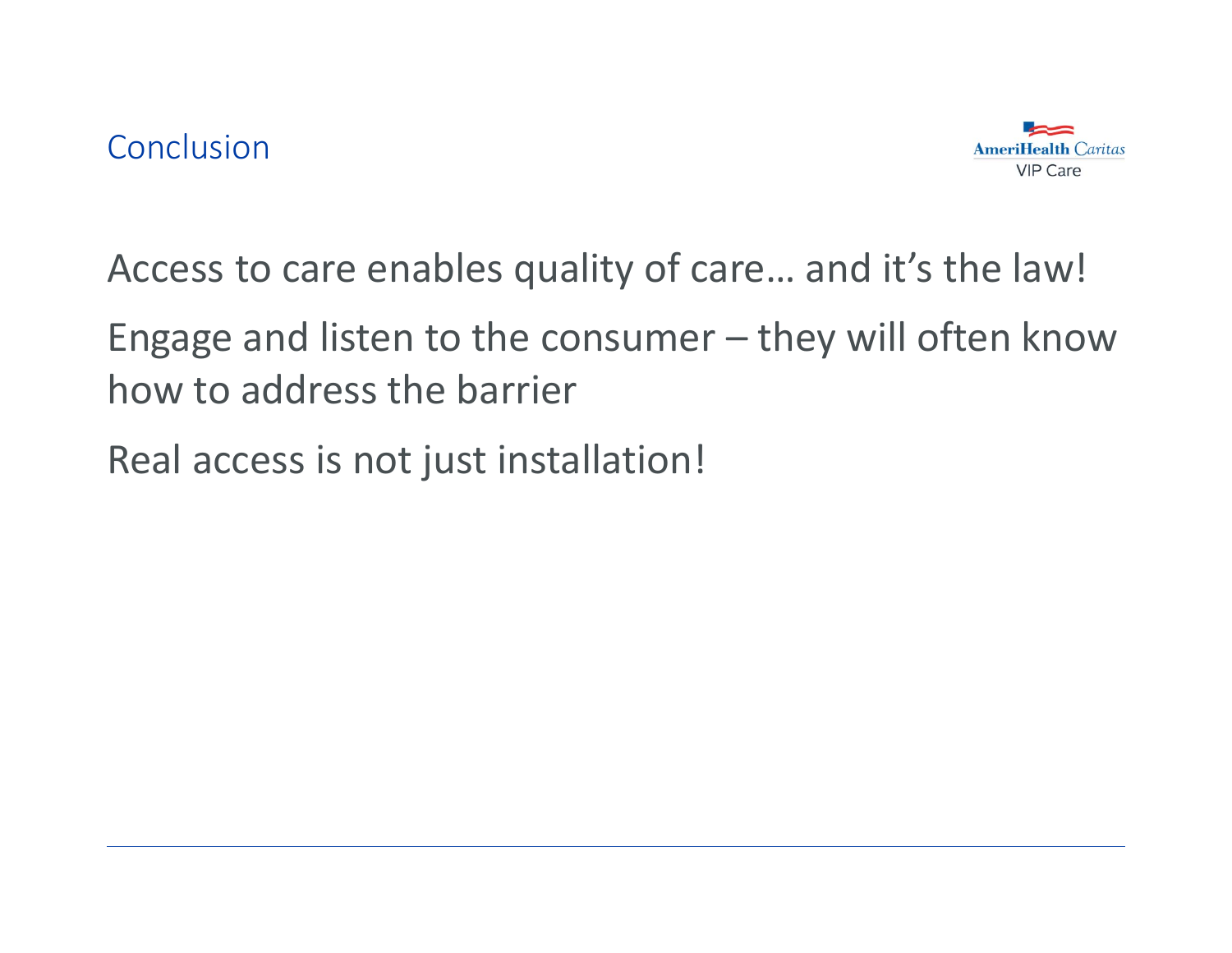# Conclusion

Access to care enables quality of care… and it's the law!

Engage and listen to the consumer – they will often know how to address the barrier

Real access is not just installation!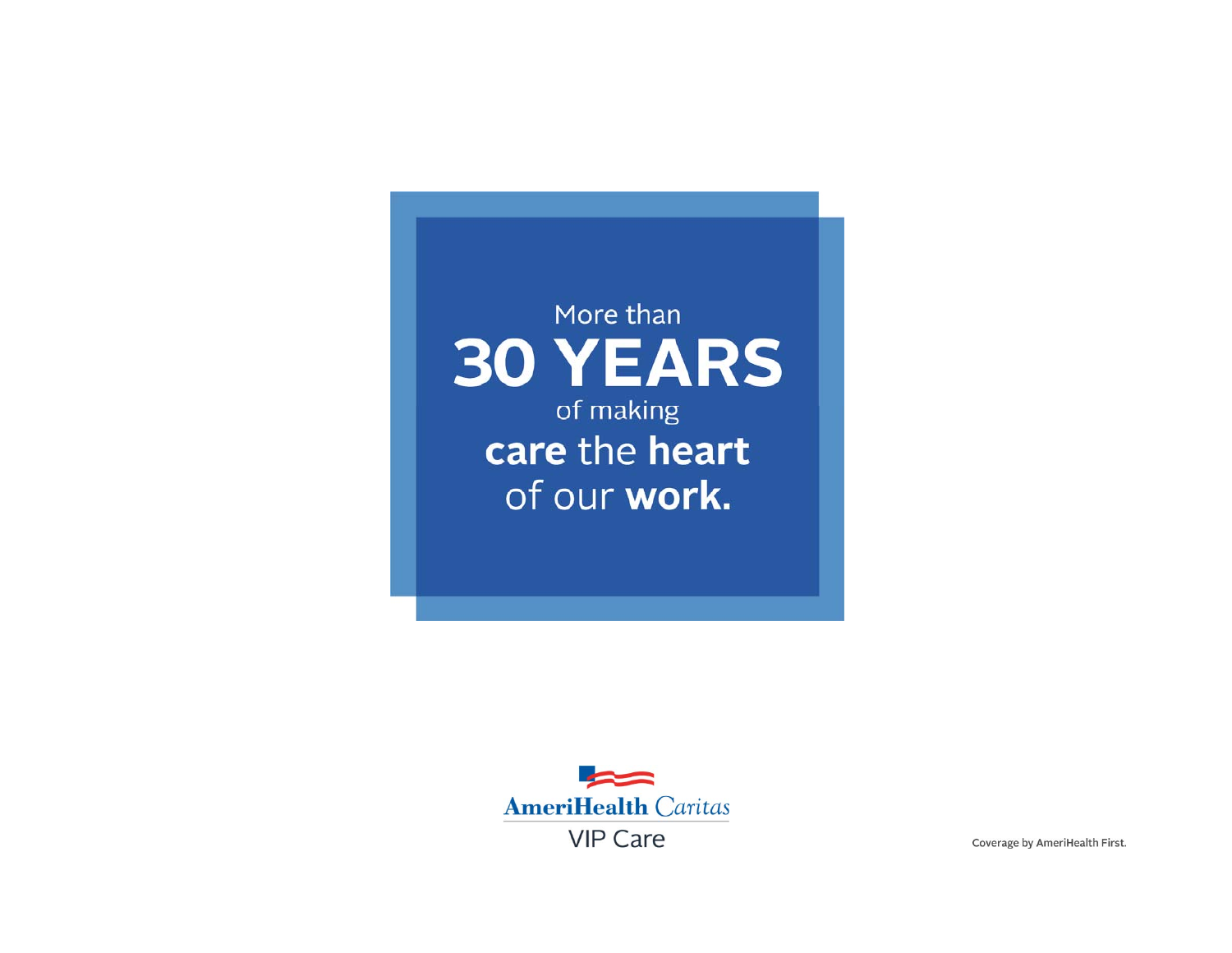More than

**30 YEARS**

of making

**care** the **heart**

of our **work.**

AmeriHealth Caritas

VIP Care

Coverage by AmeriHealth First.